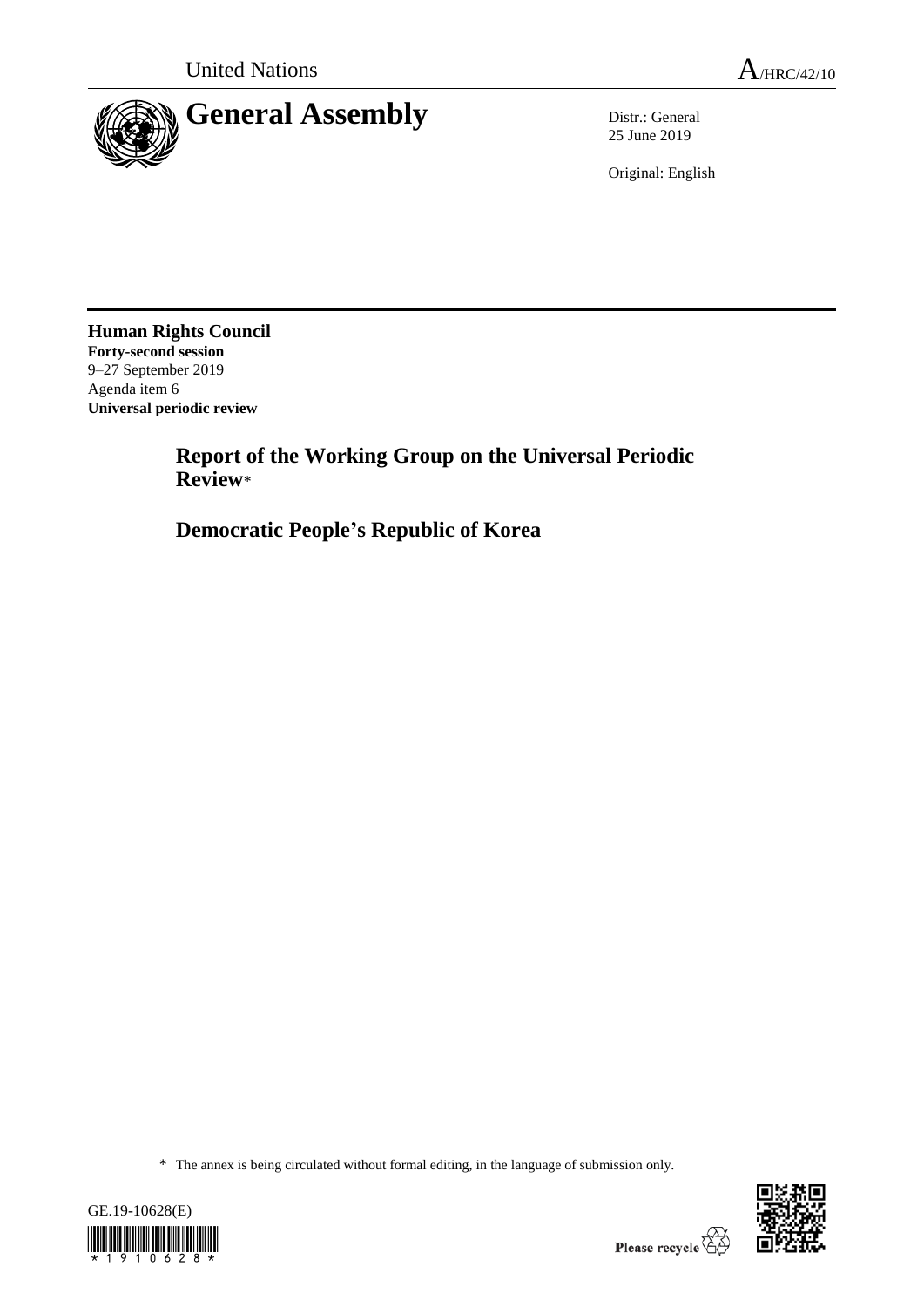United Nations A/HRC/42/10

# General Assembly

Distr.: General
25 June 2019

Original: English

**Human Rights Council**
**Forty-second session**
9–27 September 2019
Agenda item 6
**Universal periodic review**

## Report of the Working Group on the Universal Periodic Review*

## Democratic People's Republic of Korea

\* The annex is being circulated without formal editing, in the language of submission only.

GE.19-10628(E)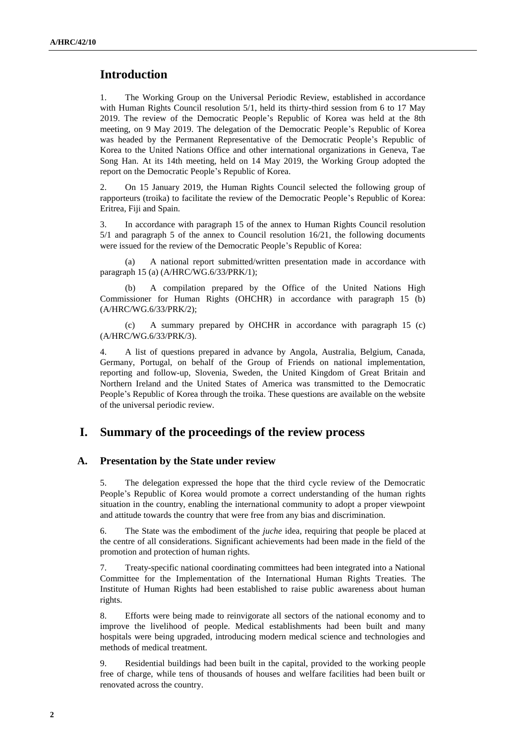# Introduction

1. The Working Group on the Universal Periodic Review, established in accordance with Human Rights Council resolution 5/1, held its thirty-third session from 6 to 17 May 2019. The review of the Democratic People's Republic of Korea was held at the 8th meeting, on 9 May 2019. The delegation of the Democratic People's Republic of Korea was headed by the Permanent Representative of the Democratic People's Republic of Korea to the United Nations Office and other international organizations in Geneva, Tae Song Han. At its 14th meeting, held on 14 May 2019, the Working Group adopted the report on the Democratic People's Republic of Korea.

2. On 15 January 2019, the Human Rights Council selected the following group of rapporteurs (troika) to facilitate the review of the Democratic People's Republic of Korea: Eritrea, Fiji and Spain.

3. In accordance with paragraph 15 of the annex to Human Rights Council resolution 5/1 and paragraph 5 of the annex to Council resolution 16/21, the following documents were issued for the review of the Democratic People's Republic of Korea:

(a) A national report submitted/written presentation made in accordance with paragraph 15 (a) (A/HRC/WG.6/33/PRK/1);

(b) A compilation prepared by the Office of the United Nations High Commissioner for Human Rights (OHCHR) in accordance with paragraph 15 (b) (A/HRC/WG.6/33/PRK/2);

(c) A summary prepared by OHCHR in accordance with paragraph 15 (c) (A/HRC/WG.6/33/PRK/3).

4. A list of questions prepared in advance by Angola, Australia, Belgium, Canada, Germany, Portugal, on behalf of the Group of Friends on national implementation, reporting and follow-up, Slovenia, Sweden, the United Kingdom of Great Britain and Northern Ireland and the United States of America was transmitted to the Democratic People's Republic of Korea through the troika. These questions are available on the website of the universal periodic review.

# I. Summary of the proceedings of the review process

## A. Presentation by the State under review

5. The delegation expressed the hope that the third cycle review of the Democratic People's Republic of Korea would promote a correct understanding of the human rights situation in the country, enabling the international community to adopt a proper viewpoint and attitude towards the country that were free from any bias and discrimination.

6. The State was the embodiment of the *juche* idea, requiring that people be placed at the centre of all considerations. Significant achievements had been made in the field of the promotion and protection of human rights.

7. Treaty-specific national coordinating committees had been integrated into a National Committee for the Implementation of the International Human Rights Treaties. The Institute of Human Rights had been established to raise public awareness about human rights.

8. Efforts were being made to reinvigorate all sectors of the national economy and to improve the livelihood of people. Medical establishments had been built and many hospitals were being upgraded, introducing modern medical science and technologies and methods of medical treatment.

9. Residential buildings had been built in the capital, provided to the working people free of charge, while tens of thousands of houses and welfare facilities had been built or renovated across the country.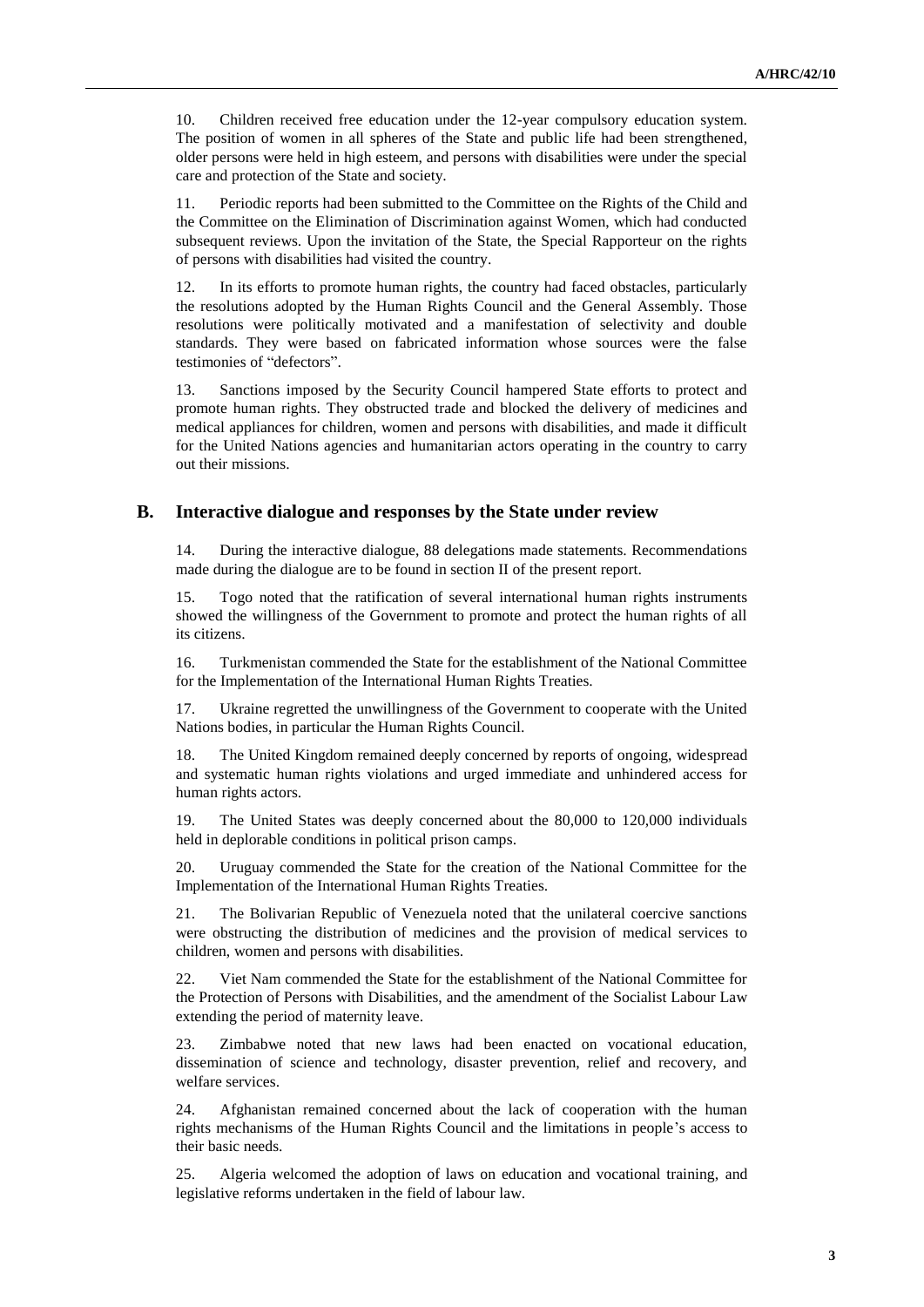10. Children received free education under the 12-year compulsory education system. The position of women in all spheres of the State and public life had been strengthened, older persons were held in high esteem, and persons with disabilities were under the special care and protection of the State and society.

11. Periodic reports had been submitted to the Committee on the Rights of the Child and the Committee on the Elimination of Discrimination against Women, which had conducted subsequent reviews. Upon the invitation of the State, the Special Rapporteur on the rights of persons with disabilities had visited the country.

12. In its efforts to promote human rights, the country had faced obstacles, particularly the resolutions adopted by the Human Rights Council and the General Assembly. Those resolutions were politically motivated and a manifestation of selectivity and double standards. They were based on fabricated information whose sources were the false testimonies of "defectors".

13. Sanctions imposed by the Security Council hampered State efforts to protect and promote human rights. They obstructed trade and blocked the delivery of medicines and medical appliances for children, women and persons with disabilities, and made it difficult for the United Nations agencies and humanitarian actors operating in the country to carry out their missions.

## B. Interactive dialogue and responses by the State under review

14. During the interactive dialogue, 88 delegations made statements. Recommendations made during the dialogue are to be found in section II of the present report.

15. Togo noted that the ratification of several international human rights instruments showed the willingness of the Government to promote and protect the human rights of all its citizens.

16. Turkmenistan commended the State for the establishment of the National Committee for the Implementation of the International Human Rights Treaties.

17. Ukraine regretted the unwillingness of the Government to cooperate with the United Nations bodies, in particular the Human Rights Council.

18. The United Kingdom remained deeply concerned by reports of ongoing, widespread and systematic human rights violations and urged immediate and unhindered access for human rights actors.

19. The United States was deeply concerned about the 80,000 to 120,000 individuals held in deplorable conditions in political prison camps.

20. Uruguay commended the State for the creation of the National Committee for the Implementation of the International Human Rights Treaties.

21. The Bolivarian Republic of Venezuela noted that the unilateral coercive sanctions were obstructing the distribution of medicines and the provision of medical services to children, women and persons with disabilities.

22. Viet Nam commended the State for the establishment of the National Committee for the Protection of Persons with Disabilities, and the amendment of the Socialist Labour Law extending the period of maternity leave.

23. Zimbabwe noted that new laws had been enacted on vocational education, dissemination of science and technology, disaster prevention, relief and recovery, and welfare services.

24. Afghanistan remained concerned about the lack of cooperation with the human rights mechanisms of the Human Rights Council and the limitations in people's access to their basic needs.

25. Algeria welcomed the adoption of laws on education and vocational training, and legislative reforms undertaken in the field of labour law.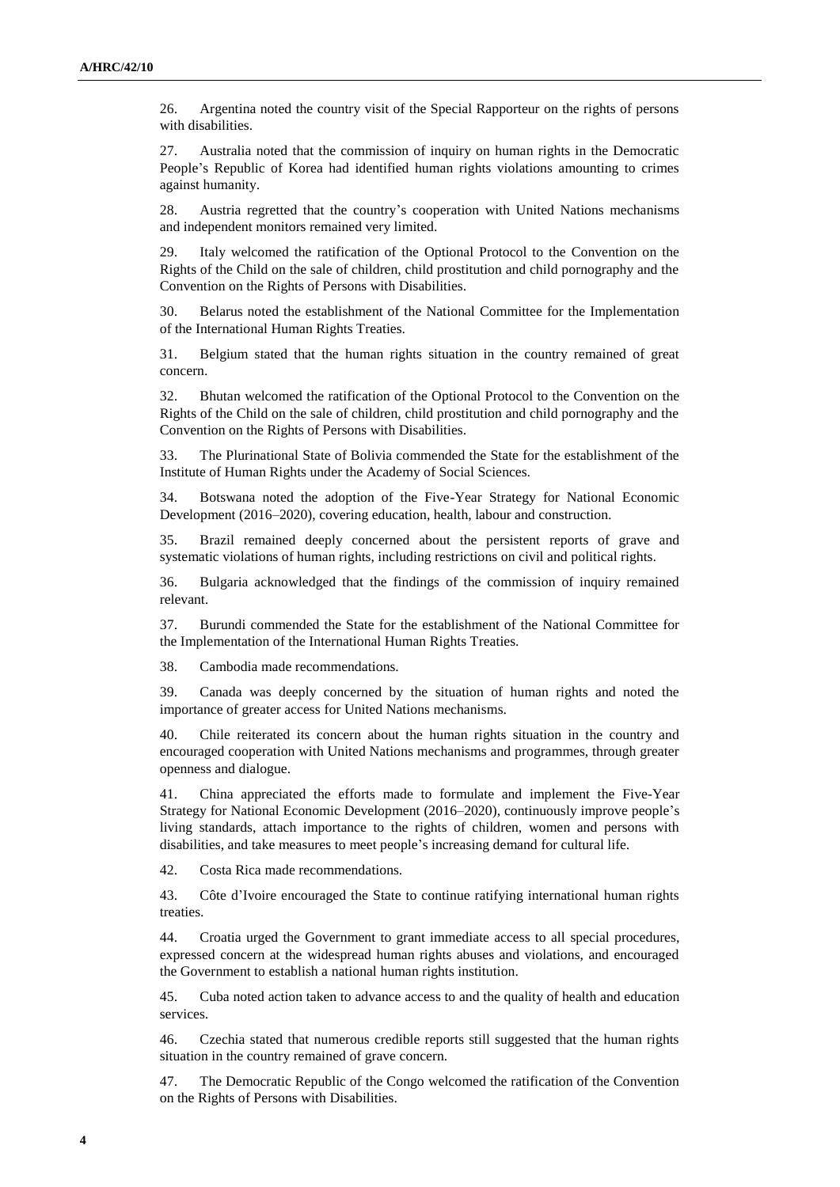26. Argentina noted the country visit of the Special Rapporteur on the rights of persons with disabilities.

27. Australia noted that the commission of inquiry on human rights in the Democratic People's Republic of Korea had identified human rights violations amounting to crimes against humanity.

28. Austria regretted that the country's cooperation with United Nations mechanisms and independent monitors remained very limited.

29. Italy welcomed the ratification of the Optional Protocol to the Convention on the Rights of the Child on the sale of children, child prostitution and child pornography and the Convention on the Rights of Persons with Disabilities.

30. Belarus noted the establishment of the National Committee for the Implementation of the International Human Rights Treaties.

31. Belgium stated that the human rights situation in the country remained of great concern.

32. Bhutan welcomed the ratification of the Optional Protocol to the Convention on the Rights of the Child on the sale of children, child prostitution and child pornography and the Convention on the Rights of Persons with Disabilities.

33. The Plurinational State of Bolivia commended the State for the establishment of the Institute of Human Rights under the Academy of Social Sciences.

34. Botswana noted the adoption of the Five-Year Strategy for National Economic Development (2016–2020), covering education, health, labour and construction.

35. Brazil remained deeply concerned about the persistent reports of grave and systematic violations of human rights, including restrictions on civil and political rights.

36. Bulgaria acknowledged that the findings of the commission of inquiry remained relevant.

37. Burundi commended the State for the establishment of the National Committee for the Implementation of the International Human Rights Treaties.

38. Cambodia made recommendations.

39. Canada was deeply concerned by the situation of human rights and noted the importance of greater access for United Nations mechanisms.

40. Chile reiterated its concern about the human rights situation in the country and encouraged cooperation with United Nations mechanisms and programmes, through greater openness and dialogue.

41. China appreciated the efforts made to formulate and implement the Five-Year Strategy for National Economic Development (2016–2020), continuously improve people's living standards, attach importance to the rights of children, women and persons with disabilities, and take measures to meet people's increasing demand for cultural life.

42. Costa Rica made recommendations.

43. Côte d'Ivoire encouraged the State to continue ratifying international human rights treaties.

44. Croatia urged the Government to grant immediate access to all special procedures, expressed concern at the widespread human rights abuses and violations, and encouraged the Government to establish a national human rights institution.

45. Cuba noted action taken to advance access to and the quality of health and education services.

46. Czechia stated that numerous credible reports still suggested that the human rights situation in the country remained of grave concern.

47. The Democratic Republic of the Congo welcomed the ratification of the Convention on the Rights of Persons with Disabilities.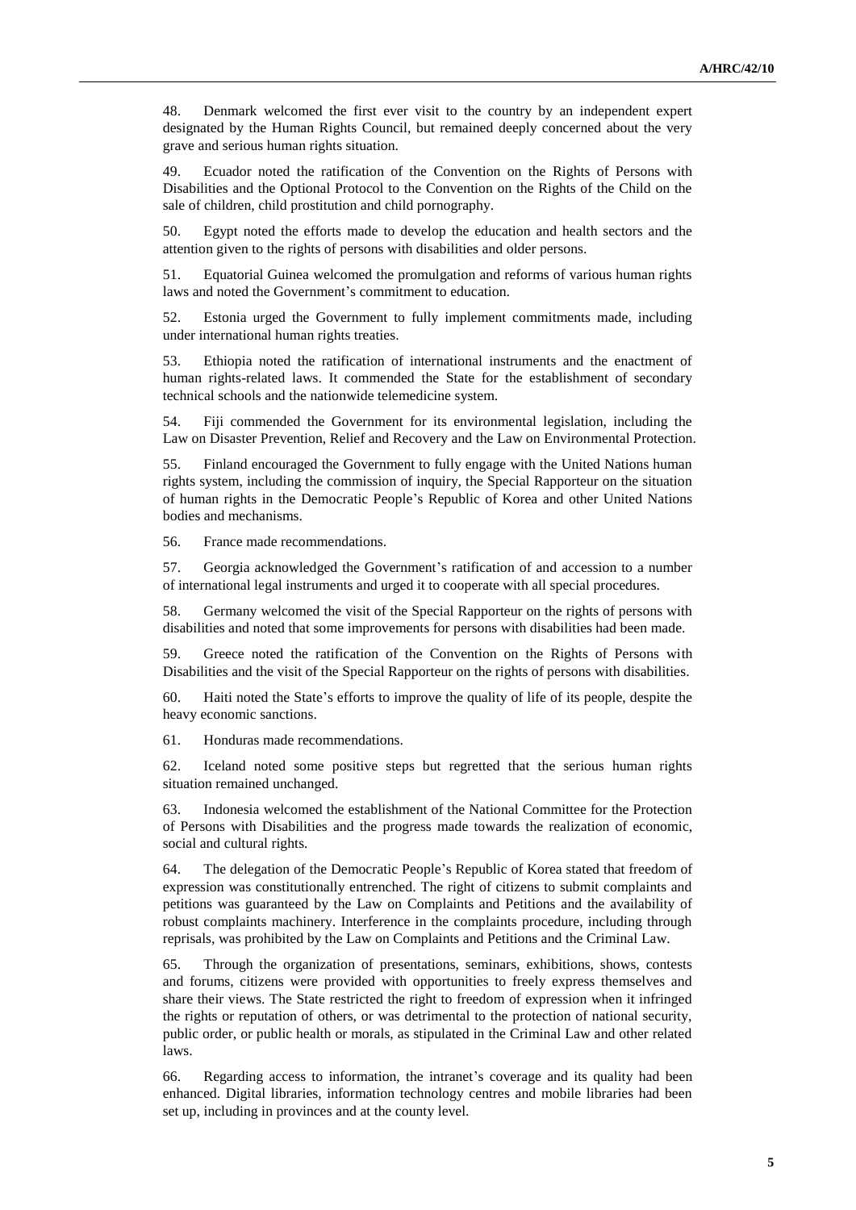48. Denmark welcomed the first ever visit to the country by an independent expert designated by the Human Rights Council, but remained deeply concerned about the very grave and serious human rights situation.

49. Ecuador noted the ratification of the Convention on the Rights of Persons with Disabilities and the Optional Protocol to the Convention on the Rights of the Child on the sale of children, child prostitution and child pornography.

50. Egypt noted the efforts made to develop the education and health sectors and the attention given to the rights of persons with disabilities and older persons.

51. Equatorial Guinea welcomed the promulgation and reforms of various human rights laws and noted the Government's commitment to education.

52. Estonia urged the Government to fully implement commitments made, including under international human rights treaties.

53. Ethiopia noted the ratification of international instruments and the enactment of human rights-related laws. It commended the State for the establishment of secondary technical schools and the nationwide telemedicine system.

54. Fiji commended the Government for its environmental legislation, including the Law on Disaster Prevention, Relief and Recovery and the Law on Environmental Protection.

55. Finland encouraged the Government to fully engage with the United Nations human rights system, including the commission of inquiry, the Special Rapporteur on the situation of human rights in the Democratic People's Republic of Korea and other United Nations bodies and mechanisms.

56. France made recommendations.

57. Georgia acknowledged the Government's ratification of and accession to a number of international legal instruments and urged it to cooperate with all special procedures.

58. Germany welcomed the visit of the Special Rapporteur on the rights of persons with disabilities and noted that some improvements for persons with disabilities had been made.

59. Greece noted the ratification of the Convention on the Rights of Persons with Disabilities and the visit of the Special Rapporteur on the rights of persons with disabilities.

60. Haiti noted the State's efforts to improve the quality of life of its people, despite the heavy economic sanctions.

61. Honduras made recommendations.

62. Iceland noted some positive steps but regretted that the serious human rights situation remained unchanged.

63. Indonesia welcomed the establishment of the National Committee for the Protection of Persons with Disabilities and the progress made towards the realization of economic, social and cultural rights.

64. The delegation of the Democratic People's Republic of Korea stated that freedom of expression was constitutionally entrenched. The right of citizens to submit complaints and petitions was guaranteed by the Law on Complaints and Petitions and the availability of robust complaints machinery. Interference in the complaints procedure, including through reprisals, was prohibited by the Law on Complaints and Petitions and the Criminal Law.

65. Through the organization of presentations, seminars, exhibitions, shows, contests and forums, citizens were provided with opportunities to freely express themselves and share their views. The State restricted the right to freedom of expression when it infringed the rights or reputation of others, or was detrimental to the protection of national security, public order, or public health or morals, as stipulated in the Criminal Law and other related laws.

66. Regarding access to information, the intranet's coverage and its quality had been enhanced. Digital libraries, information technology centres and mobile libraries had been set up, including in provinces and at the county level.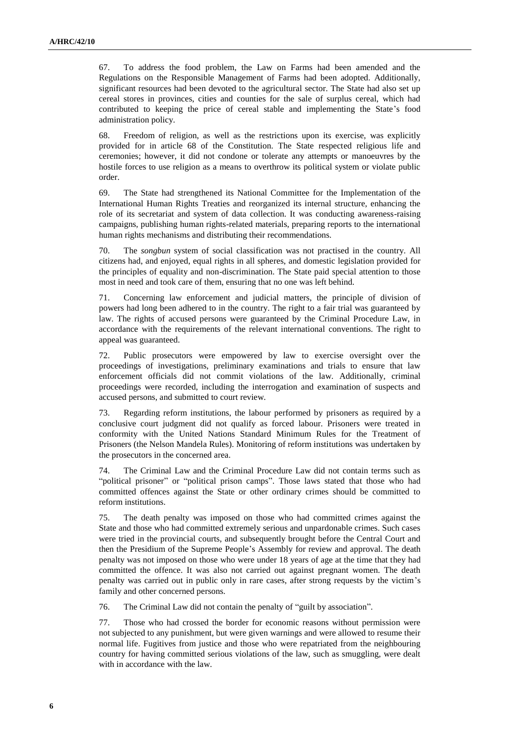67. To address the food problem, the Law on Farms had been amended and the Regulations on the Responsible Management of Farms had been adopted. Additionally, significant resources had been devoted to the agricultural sector. The State had also set up cereal stores in provinces, cities and counties for the sale of surplus cereal, which had contributed to keeping the price of cereal stable and implementing the State's food administration policy.

68. Freedom of religion, as well as the restrictions upon its exercise, was explicitly provided for in article 68 of the Constitution. The State respected religious life and ceremonies; however, it did not condone or tolerate any attempts or manoeuvres by the hostile forces to use religion as a means to overthrow its political system or violate public order.

69. The State had strengthened its National Committee for the Implementation of the International Human Rights Treaties and reorganized its internal structure, enhancing the role of its secretariat and system of data collection. It was conducting awareness-raising campaigns, publishing human rights-related materials, preparing reports to the international human rights mechanisms and distributing their recommendations.

70. The *songbun* system of social classification was not practised in the country. All citizens had, and enjoyed, equal rights in all spheres, and domestic legislation provided for the principles of equality and non-discrimination. The State paid special attention to those most in need and took care of them, ensuring that no one was left behind.

71. Concerning law enforcement and judicial matters, the principle of division of powers had long been adhered to in the country. The right to a fair trial was guaranteed by law. The rights of accused persons were guaranteed by the Criminal Procedure Law, in accordance with the requirements of the relevant international conventions. The right to appeal was guaranteed.

72. Public prosecutors were empowered by law to exercise oversight over the proceedings of investigations, preliminary examinations and trials to ensure that law enforcement officials did not commit violations of the law. Additionally, criminal proceedings were recorded, including the interrogation and examination of suspects and accused persons, and submitted to court review.

73. Regarding reform institutions, the labour performed by prisoners as required by a conclusive court judgment did not qualify as forced labour. Prisoners were treated in conformity with the United Nations Standard Minimum Rules for the Treatment of Prisoners (the Nelson Mandela Rules). Monitoring of reform institutions was undertaken by the prosecutors in the concerned area.

74. The Criminal Law and the Criminal Procedure Law did not contain terms such as "political prisoner" or "political prison camps". Those laws stated that those who had committed offences against the State or other ordinary crimes should be committed to reform institutions.

75. The death penalty was imposed on those who had committed crimes against the State and those who had committed extremely serious and unpardonable crimes. Such cases were tried in the provincial courts, and subsequently brought before the Central Court and then the Presidium of the Supreme People's Assembly for review and approval. The death penalty was not imposed on those who were under 18 years of age at the time that they had committed the offence. It was also not carried out against pregnant women. The death penalty was carried out in public only in rare cases, after strong requests by the victim's family and other concerned persons.

76. The Criminal Law did not contain the penalty of "guilt by association".

77. Those who had crossed the border for economic reasons without permission were not subjected to any punishment, but were given warnings and were allowed to resume their normal life. Fugitives from justice and those who were repatriated from the neighbouring country for having committed serious violations of the law, such as smuggling, were dealt with in accordance with the law.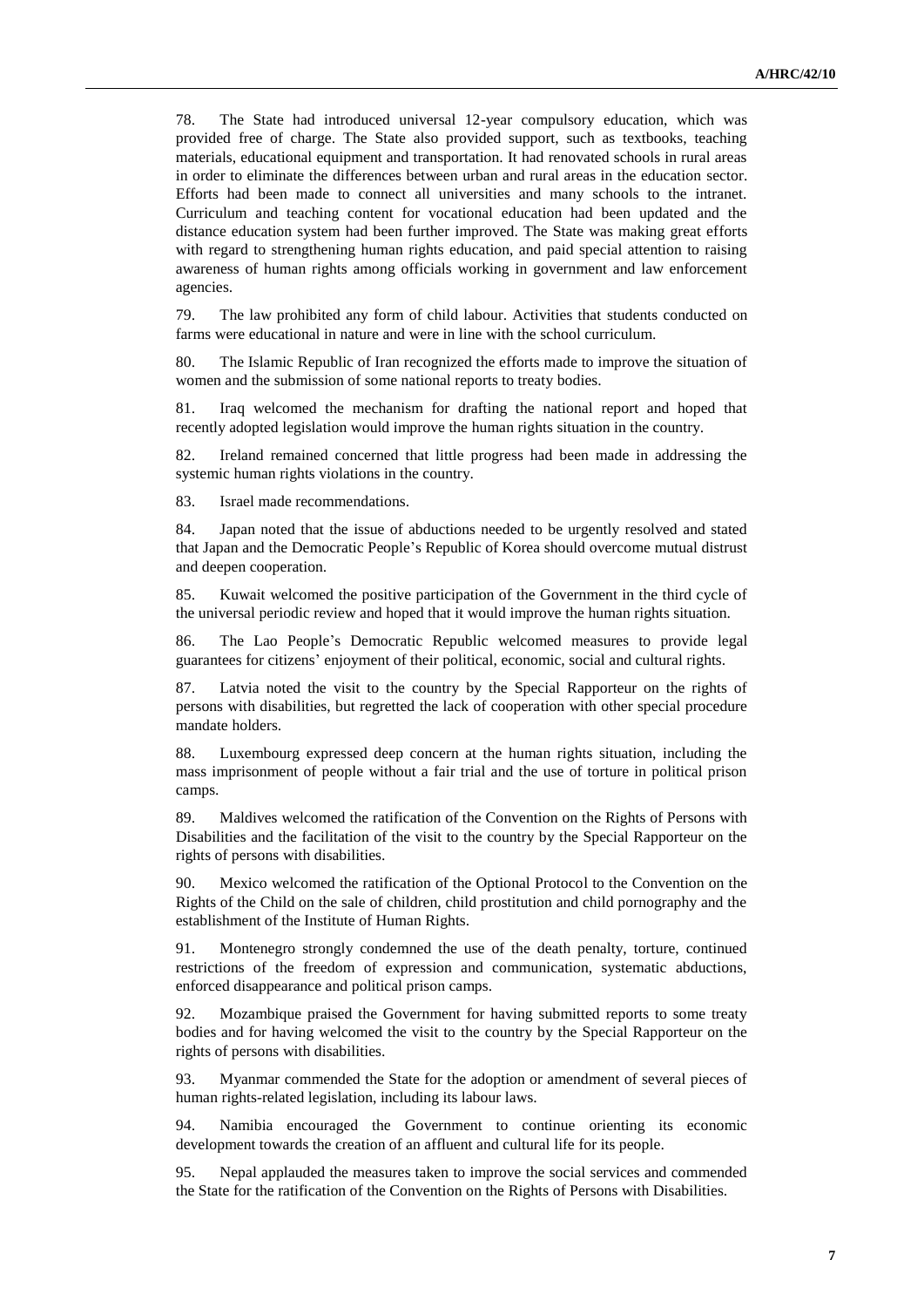78. The State had introduced universal 12-year compulsory education, which was provided free of charge. The State also provided support, such as textbooks, teaching materials, educational equipment and transportation. It had renovated schools in rural areas in order to eliminate the differences between urban and rural areas in the education sector. Efforts had been made to connect all universities and many schools to the intranet. Curriculum and teaching content for vocational education had been updated and the distance education system had been further improved. The State was making great efforts with regard to strengthening human rights education, and paid special attention to raising awareness of human rights among officials working in government and law enforcement agencies.

79. The law prohibited any form of child labour. Activities that students conducted on farms were educational in nature and were in line with the school curriculum.

80. The Islamic Republic of Iran recognized the efforts made to improve the situation of women and the submission of some national reports to treaty bodies.

81. Iraq welcomed the mechanism for drafting the national report and hoped that recently adopted legislation would improve the human rights situation in the country.

82. Ireland remained concerned that little progress had been made in addressing the systemic human rights violations in the country.

83. Israel made recommendations.

84. Japan noted that the issue of abductions needed to be urgently resolved and stated that Japan and the Democratic People's Republic of Korea should overcome mutual distrust and deepen cooperation.

85. Kuwait welcomed the positive participation of the Government in the third cycle of the universal periodic review and hoped that it would improve the human rights situation.

86. The Lao People's Democratic Republic welcomed measures to provide legal guarantees for citizens' enjoyment of their political, economic, social and cultural rights.

87. Latvia noted the visit to the country by the Special Rapporteur on the rights of persons with disabilities, but regretted the lack of cooperation with other special procedure mandate holders.

88. Luxembourg expressed deep concern at the human rights situation, including the mass imprisonment of people without a fair trial and the use of torture in political prison camps.

89. Maldives welcomed the ratification of the Convention on the Rights of Persons with Disabilities and the facilitation of the visit to the country by the Special Rapporteur on the rights of persons with disabilities.

90. Mexico welcomed the ratification of the Optional Protocol to the Convention on the Rights of the Child on the sale of children, child prostitution and child pornography and the establishment of the Institute of Human Rights.

91. Montenegro strongly condemned the use of the death penalty, torture, continued restrictions of the freedom of expression and communication, systematic abductions, enforced disappearance and political prison camps.

92. Mozambique praised the Government for having submitted reports to some treaty bodies and for having welcomed the visit to the country by the Special Rapporteur on the rights of persons with disabilities.

93. Myanmar commended the State for the adoption or amendment of several pieces of human rights-related legislation, including its labour laws.

94. Namibia encouraged the Government to continue orienting its economic development towards the creation of an affluent and cultural life for its people.

95. Nepal applauded the measures taken to improve the social services and commended the State for the ratification of the Convention on the Rights of Persons with Disabilities.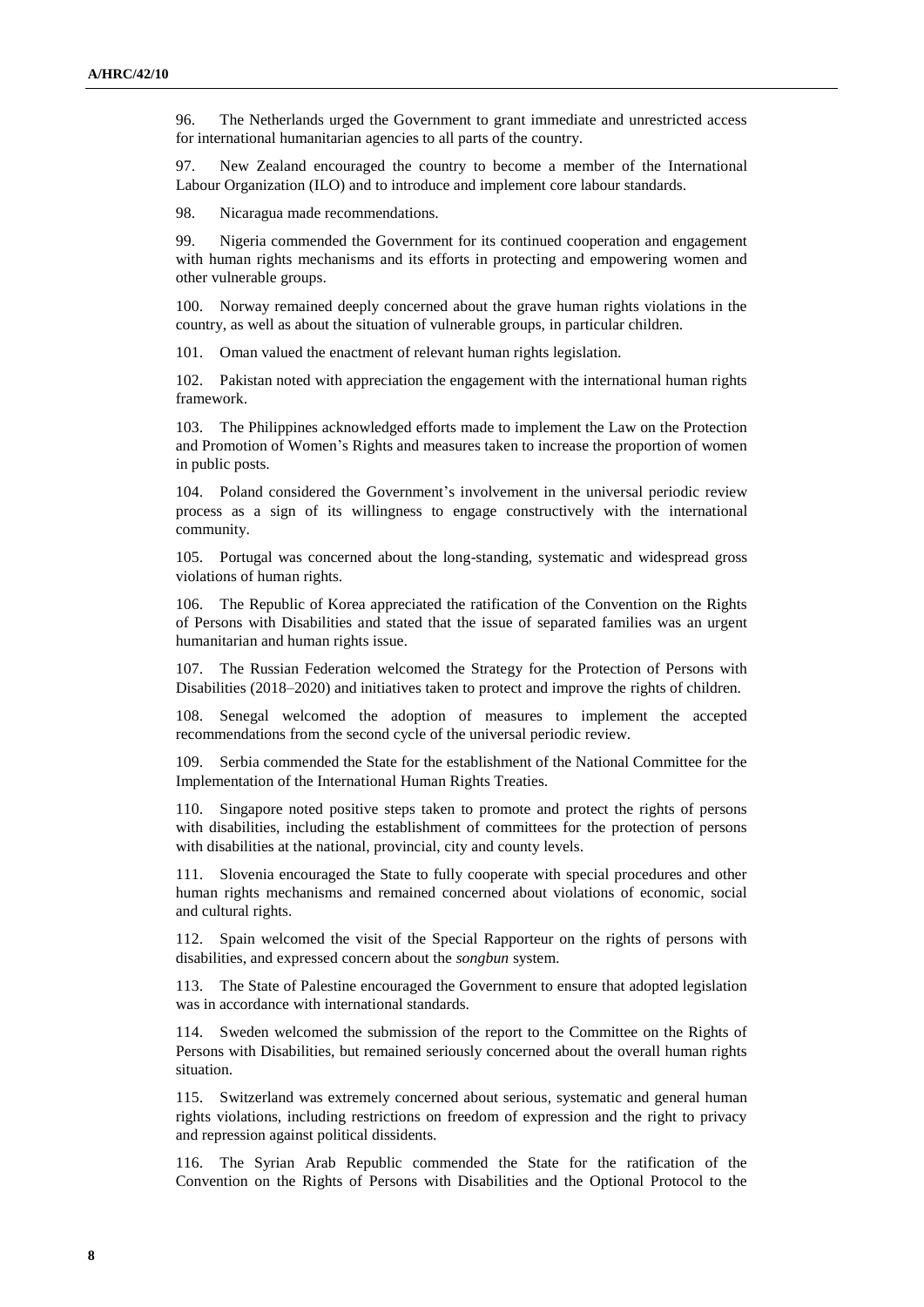96. The Netherlands urged the Government to grant immediate and unrestricted access for international humanitarian agencies to all parts of the country.

97. New Zealand encouraged the country to become a member of the International Labour Organization (ILO) and to introduce and implement core labour standards.

98. Nicaragua made recommendations.

99. Nigeria commended the Government for its continued cooperation and engagement with human rights mechanisms and its efforts in protecting and empowering women and other vulnerable groups.

100. Norway remained deeply concerned about the grave human rights violations in the country, as well as about the situation of vulnerable groups, in particular children.

101. Oman valued the enactment of relevant human rights legislation.

102. Pakistan noted with appreciation the engagement with the international human rights framework.

103. The Philippines acknowledged efforts made to implement the Law on the Protection and Promotion of Women's Rights and measures taken to increase the proportion of women in public posts.

104. Poland considered the Government's involvement in the universal periodic review process as a sign of its willingness to engage constructively with the international community.

105. Portugal was concerned about the long-standing, systematic and widespread gross violations of human rights.

106. The Republic of Korea appreciated the ratification of the Convention on the Rights of Persons with Disabilities and stated that the issue of separated families was an urgent humanitarian and human rights issue.

107. The Russian Federation welcomed the Strategy for the Protection of Persons with Disabilities (2018–2020) and initiatives taken to protect and improve the rights of children.

108. Senegal welcomed the adoption of measures to implement the accepted recommendations from the second cycle of the universal periodic review.

109. Serbia commended the State for the establishment of the National Committee for the Implementation of the International Human Rights Treaties.

110. Singapore noted positive steps taken to promote and protect the rights of persons with disabilities, including the establishment of committees for the protection of persons with disabilities at the national, provincial, city and county levels.

111. Slovenia encouraged the State to fully cooperate with special procedures and other human rights mechanisms and remained concerned about violations of economic, social and cultural rights.

112. Spain welcomed the visit of the Special Rapporteur on the rights of persons with disabilities, and expressed concern about the *songbun* system.

113. The State of Palestine encouraged the Government to ensure that adopted legislation was in accordance with international standards.

114. Sweden welcomed the submission of the report to the Committee on the Rights of Persons with Disabilities, but remained seriously concerned about the overall human rights situation.

115. Switzerland was extremely concerned about serious, systematic and general human rights violations, including restrictions on freedom of expression and the right to privacy and repression against political dissidents.

116. The Syrian Arab Republic commended the State for the ratification of the Convention on the Rights of Persons with Disabilities and the Optional Protocol to the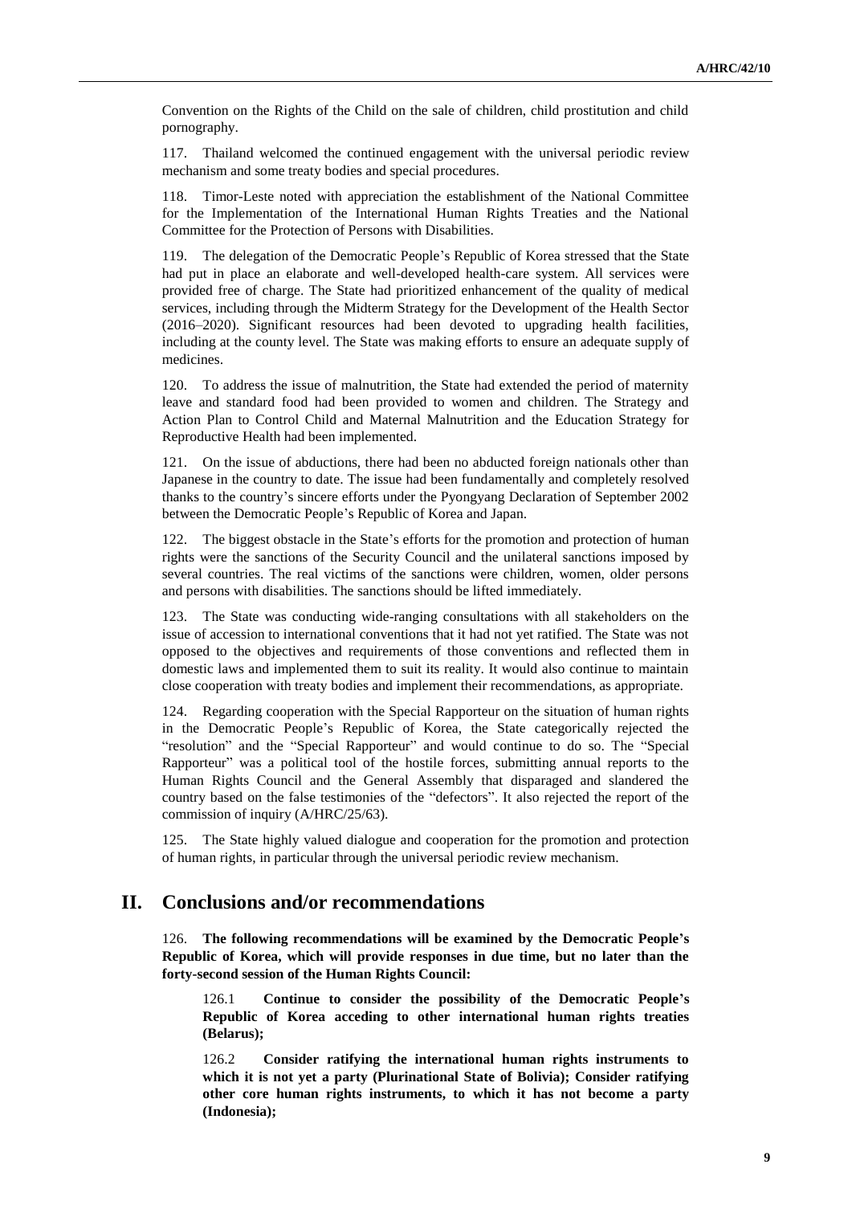Convention on the Rights of the Child on the sale of children, child prostitution and child pornography.

117. Thailand welcomed the continued engagement with the universal periodic review mechanism and some treaty bodies and special procedures.

118. Timor-Leste noted with appreciation the establishment of the National Committee for the Implementation of the International Human Rights Treaties and the National Committee for the Protection of Persons with Disabilities.

119. The delegation of the Democratic People's Republic of Korea stressed that the State had put in place an elaborate and well-developed health-care system. All services were provided free of charge. The State had prioritized enhancement of the quality of medical services, including through the Midterm Strategy for the Development of the Health Sector (2016–2020). Significant resources had been devoted to upgrading health facilities, including at the county level. The State was making efforts to ensure an adequate supply of medicines.

120. To address the issue of malnutrition, the State had extended the period of maternity leave and standard food had been provided to women and children. The Strategy and Action Plan to Control Child and Maternal Malnutrition and the Education Strategy for Reproductive Health had been implemented.

121. On the issue of abductions, there had been no abducted foreign nationals other than Japanese in the country to date. The issue had been fundamentally and completely resolved thanks to the country's sincere efforts under the Pyongyang Declaration of September 2002 between the Democratic People's Republic of Korea and Japan.

122. The biggest obstacle in the State's efforts for the promotion and protection of human rights were the sanctions of the Security Council and the unilateral sanctions imposed by several countries. The real victims of the sanctions were children, women, older persons and persons with disabilities. The sanctions should be lifted immediately.

123. The State was conducting wide-ranging consultations with all stakeholders on the issue of accession to international conventions that it had not yet ratified. The State was not opposed to the objectives and requirements of those conventions and reflected them in domestic laws and implemented them to suit its reality. It would also continue to maintain close cooperation with treaty bodies and implement their recommendations, as appropriate.

124. Regarding cooperation with the Special Rapporteur on the situation of human rights in the Democratic People's Republic of Korea, the State categorically rejected the "resolution" and the "Special Rapporteur" and would continue to do so. The "Special Rapporteur" was a political tool of the hostile forces, submitting annual reports to the Human Rights Council and the General Assembly that disparaged and slandered the country based on the false testimonies of the "defectors". It also rejected the report of the commission of inquiry (A/HRC/25/63).

125. The State highly valued dialogue and cooperation for the promotion and protection of human rights, in particular through the universal periodic review mechanism.

# II. Conclusions and/or recommendations

126. **The following recommendations will be examined by the Democratic People's Republic of Korea, which will provide responses in due time, but no later than the forty-second session of the Human Rights Council:**

126.1 **Continue to consider the possibility of the Democratic People's Republic of Korea acceding to other international human rights treaties (Belarus);**

126.2 **Consider ratifying the international human rights instruments to which it is not yet a party (Plurinational State of Bolivia); Consider ratifying other core human rights instruments, to which it has not become a party (Indonesia);**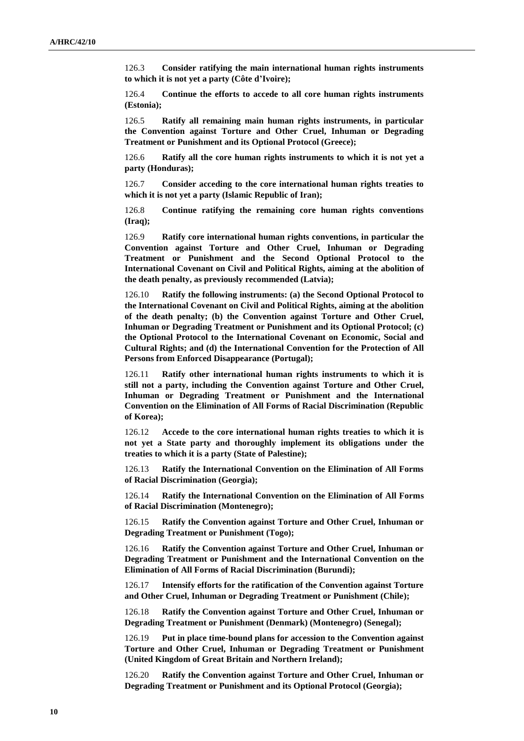126.3 **Consider ratifying the main international human rights instruments to which it is not yet a party (Côte d'Ivoire);**

126.4 **Continue the efforts to accede to all core human rights instruments (Estonia);**

126.5 **Ratify all remaining main human rights instruments, in particular the Convention against Torture and Other Cruel, Inhuman or Degrading Treatment or Punishment and its Optional Protocol (Greece);**

126.6 **Ratify all the core human rights instruments to which it is not yet a party (Honduras);**

126.7 **Consider acceding to the core international human rights treaties to which it is not yet a party (Islamic Republic of Iran);**

126.8 **Continue ratifying the remaining core human rights conventions (Iraq);**

126.9 **Ratify core international human rights conventions, in particular the Convention against Torture and Other Cruel, Inhuman or Degrading Treatment or Punishment and the Second Optional Protocol to the International Covenant on Civil and Political Rights, aiming at the abolition of the death penalty, as previously recommended (Latvia);**

126.10 **Ratify the following instruments: (a) the Second Optional Protocol to the International Covenant on Civil and Political Rights, aiming at the abolition of the death penalty; (b) the Convention against Torture and Other Cruel, Inhuman or Degrading Treatment or Punishment and its Optional Protocol; (c) the Optional Protocol to the International Covenant on Economic, Social and Cultural Rights; and (d) the International Convention for the Protection of All Persons from Enforced Disappearance (Portugal);**

126.11 **Ratify other international human rights instruments to which it is still not a party, including the Convention against Torture and Other Cruel, Inhuman or Degrading Treatment or Punishment and the International Convention on the Elimination of All Forms of Racial Discrimination (Republic of Korea);**

126.12 **Accede to the core international human rights treaties to which it is not yet a State party and thoroughly implement its obligations under the treaties to which it is a party (State of Palestine);**

126.13 **Ratify the International Convention on the Elimination of All Forms of Racial Discrimination (Georgia);**

126.14 **Ratify the International Convention on the Elimination of All Forms of Racial Discrimination (Montenegro);**

126.15 **Ratify the Convention against Torture and Other Cruel, Inhuman or Degrading Treatment or Punishment (Togo);**

126.16 **Ratify the Convention against Torture and Other Cruel, Inhuman or Degrading Treatment or Punishment and the International Convention on the Elimination of All Forms of Racial Discrimination (Burundi);**

126.17 **Intensify efforts for the ratification of the Convention against Torture and Other Cruel, Inhuman or Degrading Treatment or Punishment (Chile);**

126.18 **Ratify the Convention against Torture and Other Cruel, Inhuman or Degrading Treatment or Punishment (Denmark) (Montenegro) (Senegal);**

126.19 **Put in place time-bound plans for accession to the Convention against Torture and Other Cruel, Inhuman or Degrading Treatment or Punishment (United Kingdom of Great Britain and Northern Ireland);**

126.20 **Ratify the Convention against Torture and Other Cruel, Inhuman or Degrading Treatment or Punishment and its Optional Protocol (Georgia);**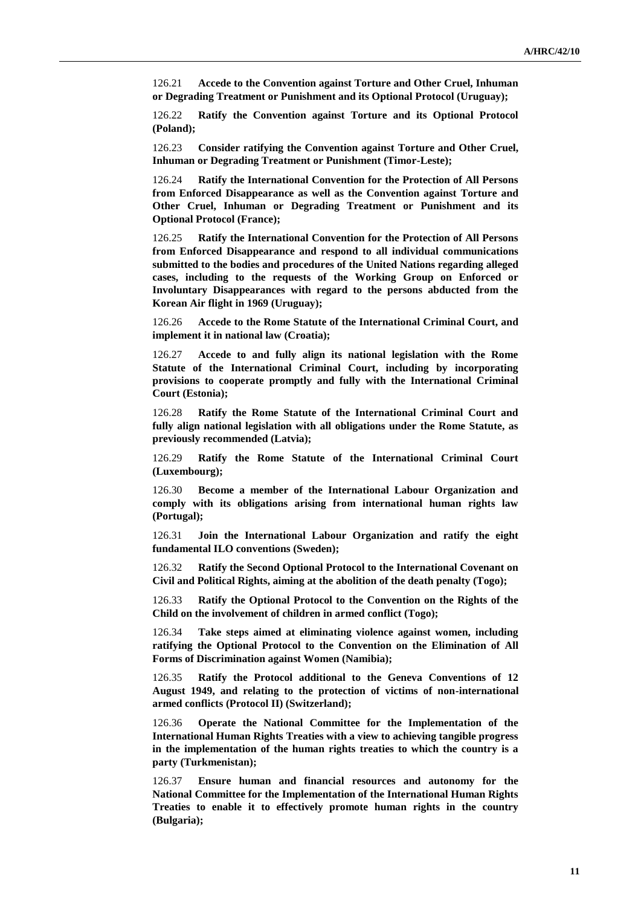126.21 **Accede to the Convention against Torture and Other Cruel, Inhuman or Degrading Treatment or Punishment and its Optional Protocol (Uruguay);**

126.22 **Ratify the Convention against Torture and its Optional Protocol (Poland);**

126.23 **Consider ratifying the Convention against Torture and Other Cruel, Inhuman or Degrading Treatment or Punishment (Timor-Leste);**

126.24 **Ratify the International Convention for the Protection of All Persons from Enforced Disappearance as well as the Convention against Torture and Other Cruel, Inhuman or Degrading Treatment or Punishment and its Optional Protocol (France);**

126.25 **Ratify the International Convention for the Protection of All Persons from Enforced Disappearance and respond to all individual communications submitted to the bodies and procedures of the United Nations regarding alleged cases, including to the requests of the Working Group on Enforced or Involuntary Disappearances with regard to the persons abducted from the Korean Air flight in 1969 (Uruguay);**

126.26 **Accede to the Rome Statute of the International Criminal Court, and implement it in national law (Croatia);**

126.27 **Accede to and fully align its national legislation with the Rome Statute of the International Criminal Court, including by incorporating provisions to cooperate promptly and fully with the International Criminal Court (Estonia);**

126.28 **Ratify the Rome Statute of the International Criminal Court and fully align national legislation with all obligations under the Rome Statute, as previously recommended (Latvia);**

126.29 **Ratify the Rome Statute of the International Criminal Court (Luxembourg);**

126.30 **Become a member of the International Labour Organization and comply with its obligations arising from international human rights law (Portugal);**

126.31 **Join the International Labour Organization and ratify the eight fundamental ILO conventions (Sweden);**

126.32 **Ratify the Second Optional Protocol to the International Covenant on Civil and Political Rights, aiming at the abolition of the death penalty (Togo);**

126.33 **Ratify the Optional Protocol to the Convention on the Rights of the Child on the involvement of children in armed conflict (Togo);**

126.34 **Take steps aimed at eliminating violence against women, including ratifying the Optional Protocol to the Convention on the Elimination of All Forms of Discrimination against Women (Namibia);**

126.35 **Ratify the Protocol additional to the Geneva Conventions of 12 August 1949, and relating to the protection of victims of non-international armed conflicts (Protocol II) (Switzerland);**

126.36 **Operate the National Committee for the Implementation of the International Human Rights Treaties with a view to achieving tangible progress in the implementation of the human rights treaties to which the country is a party (Turkmenistan);**

126.37 **Ensure human and financial resources and autonomy for the National Committee for the Implementation of the International Human Rights Treaties to enable it to effectively promote human rights in the country (Bulgaria);**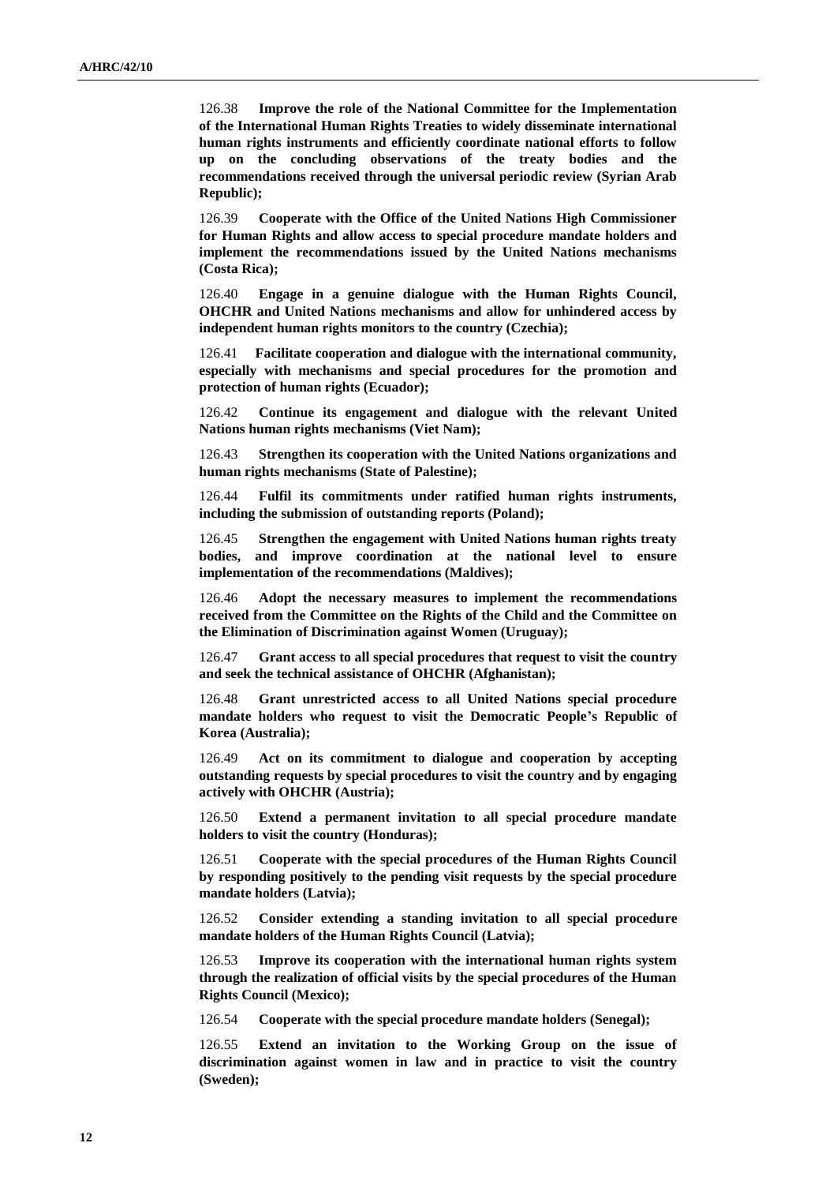126.38 **Improve the role of the National Committee for the Implementation of the International Human Rights Treaties to widely disseminate international human rights instruments and efficiently coordinate national efforts to follow up on the concluding observations of the treaty bodies and the recommendations received through the universal periodic review (Syrian Arab Republic);**

126.39 **Cooperate with the Office of the United Nations High Commissioner for Human Rights and allow access to special procedure mandate holders and implement the recommendations issued by the United Nations mechanisms (Costa Rica);**

126.40 **Engage in a genuine dialogue with the Human Rights Council, OHCHR and United Nations mechanisms and allow for unhindered access by independent human rights monitors to the country (Czechia);**

126.41 **Facilitate cooperation and dialogue with the international community, especially with mechanisms and special procedures for the promotion and protection of human rights (Ecuador);**

126.42 **Continue its engagement and dialogue with the relevant United Nations human rights mechanisms (Viet Nam);**

126.43 **Strengthen its cooperation with the United Nations organizations and human rights mechanisms (State of Palestine);**

126.44 **Fulfil its commitments under ratified human rights instruments, including the submission of outstanding reports (Poland);**

126.45 **Strengthen the engagement with United Nations human rights treaty bodies, and improve coordination at the national level to ensure implementation of the recommendations (Maldives);**

126.46 **Adopt the necessary measures to implement the recommendations received from the Committee on the Rights of the Child and the Committee on the Elimination of Discrimination against Women (Uruguay);**

126.47 **Grant access to all special procedures that request to visit the country and seek the technical assistance of OHCHR (Afghanistan);**

126.48 **Grant unrestricted access to all United Nations special procedure mandate holders who request to visit the Democratic People's Republic of Korea (Australia);**

126.49 **Act on its commitment to dialogue and cooperation by accepting outstanding requests by special procedures to visit the country and by engaging actively with OHCHR (Austria);**

126.50 **Extend a permanent invitation to all special procedure mandate holders to visit the country (Honduras);**

126.51 **Cooperate with the special procedures of the Human Rights Council by responding positively to the pending visit requests by the special procedure mandate holders (Latvia);**

126.52 **Consider extending a standing invitation to all special procedure mandate holders of the Human Rights Council (Latvia);**

126.53 **Improve its cooperation with the international human rights system through the realization of official visits by the special procedures of the Human Rights Council (Mexico);**

126.54 **Cooperate with the special procedure mandate holders (Senegal);**

126.55 **Extend an invitation to the Working Group on the issue of discrimination against women in law and in practice to visit the country (Sweden);**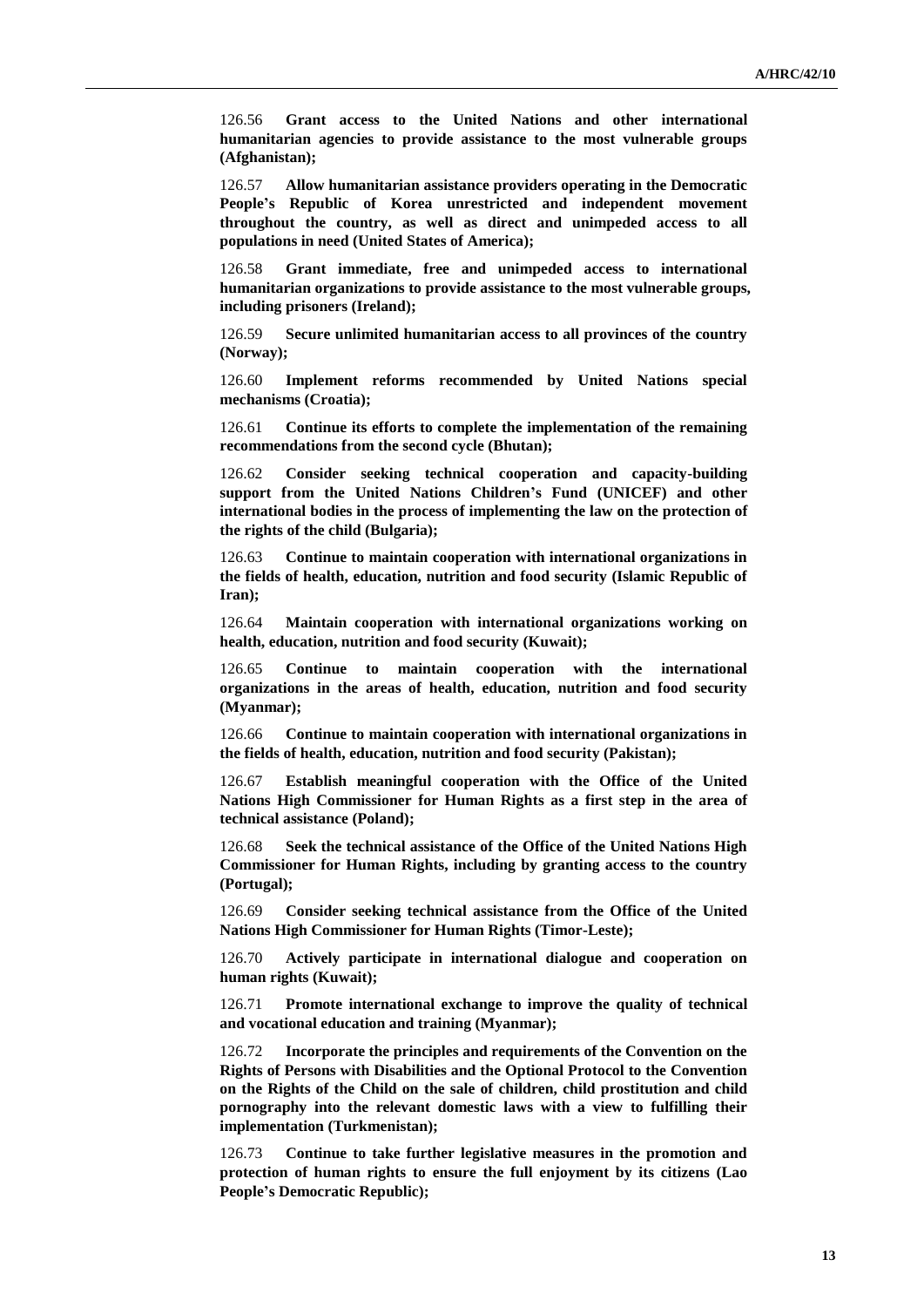126.56 **Grant access to the United Nations and other international humanitarian agencies to provide assistance to the most vulnerable groups (Afghanistan);**

126.57 **Allow humanitarian assistance providers operating in the Democratic People's Republic of Korea unrestricted and independent movement throughout the country, as well as direct and unimpeded access to all populations in need (United States of America);**

126.58 **Grant immediate, free and unimpeded access to international humanitarian organizations to provide assistance to the most vulnerable groups, including prisoners (Ireland);**

126.59 **Secure unlimited humanitarian access to all provinces of the country (Norway);**

126.60 **Implement reforms recommended by United Nations special mechanisms (Croatia);**

126.61 **Continue its efforts to complete the implementation of the remaining recommendations from the second cycle (Bhutan);**

126.62 **Consider seeking technical cooperation and capacity-building support from the United Nations Children's Fund (UNICEF) and other international bodies in the process of implementing the law on the protection of the rights of the child (Bulgaria);**

126.63 **Continue to maintain cooperation with international organizations in the fields of health, education, nutrition and food security (Islamic Republic of Iran);**

126.64 **Maintain cooperation with international organizations working on health, education, nutrition and food security (Kuwait);**

126.65 **Continue to maintain cooperation with the international organizations in the areas of health, education, nutrition and food security (Myanmar);**

126.66 **Continue to maintain cooperation with international organizations in the fields of health, education, nutrition and food security (Pakistan);**

126.67 **Establish meaningful cooperation with the Office of the United Nations High Commissioner for Human Rights as a first step in the area of technical assistance (Poland);**

126.68 **Seek the technical assistance of the Office of the United Nations High Commissioner for Human Rights, including by granting access to the country (Portugal);**

126.69 **Consider seeking technical assistance from the Office of the United Nations High Commissioner for Human Rights (Timor-Leste);**

126.70 **Actively participate in international dialogue and cooperation on human rights (Kuwait);**

126.71 **Promote international exchange to improve the quality of technical and vocational education and training (Myanmar);**

126.72 **Incorporate the principles and requirements of the Convention on the Rights of Persons with Disabilities and the Optional Protocol to the Convention on the Rights of the Child on the sale of children, child prostitution and child pornography into the relevant domestic laws with a view to fulfilling their implementation (Turkmenistan);**

126.73 **Continue to take further legislative measures in the promotion and protection of human rights to ensure the full enjoyment by its citizens (Lao People's Democratic Republic);**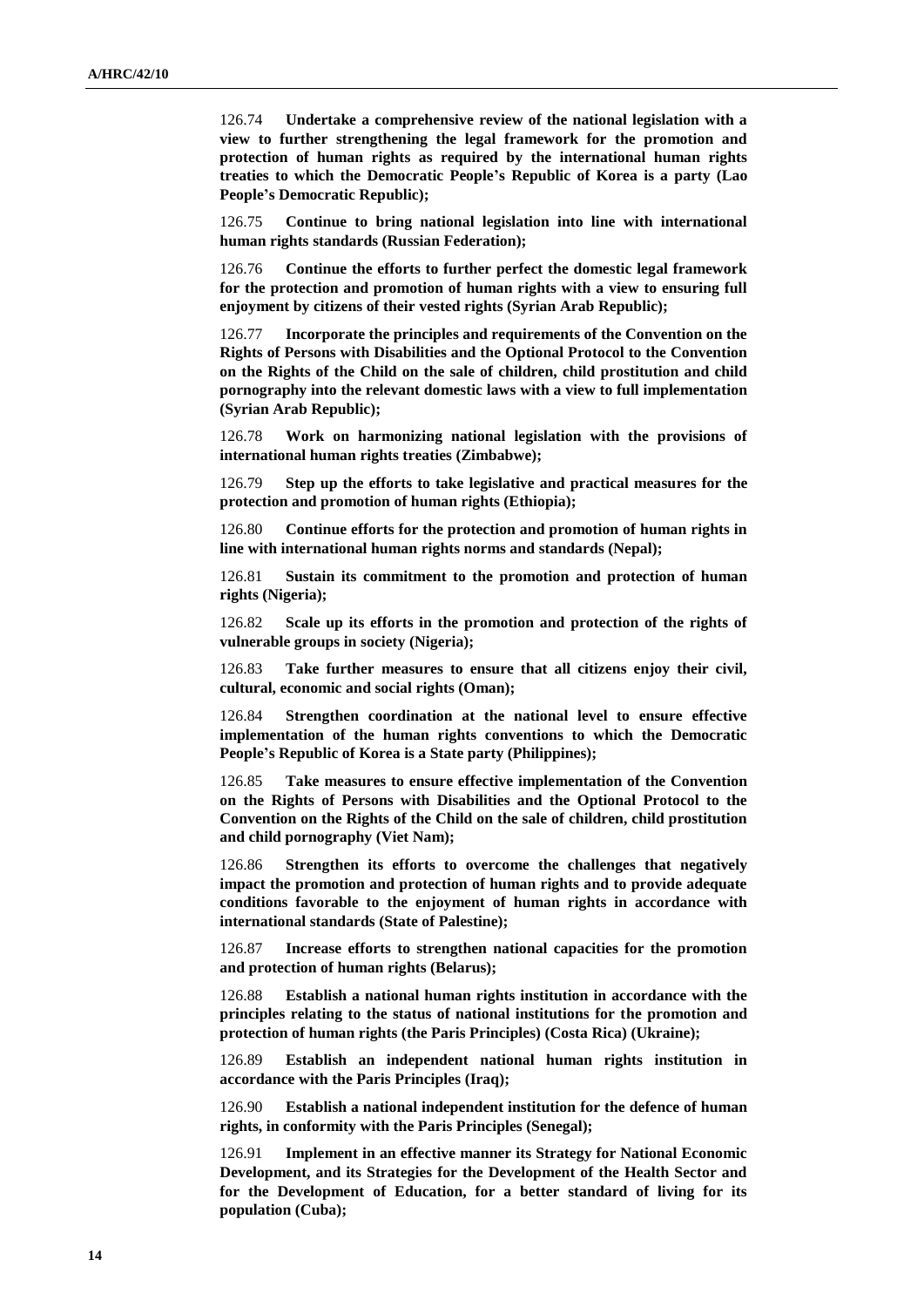126.74 **Undertake a comprehensive review of the national legislation with a view to further strengthening the legal framework for the promotion and protection of human rights as required by the international human rights treaties to which the Democratic People's Republic of Korea is a party (Lao People's Democratic Republic);**

126.75 **Continue to bring national legislation into line with international human rights standards (Russian Federation);**

126.76 **Continue the efforts to further perfect the domestic legal framework for the protection and promotion of human rights with a view to ensuring full enjoyment by citizens of their vested rights (Syrian Arab Republic);**

126.77 **Incorporate the principles and requirements of the Convention on the Rights of Persons with Disabilities and the Optional Protocol to the Convention on the Rights of the Child on the sale of children, child prostitution and child pornography into the relevant domestic laws with a view to full implementation (Syrian Arab Republic);**

126.78 **Work on harmonizing national legislation with the provisions of international human rights treaties (Zimbabwe);**

126.79 **Step up the efforts to take legislative and practical measures for the protection and promotion of human rights (Ethiopia);**

126.80 **Continue efforts for the protection and promotion of human rights in line with international human rights norms and standards (Nepal);**

126.81 **Sustain its commitment to the promotion and protection of human rights (Nigeria);**

126.82 **Scale up its efforts in the promotion and protection of the rights of vulnerable groups in society (Nigeria);**

126.83 **Take further measures to ensure that all citizens enjoy their civil, cultural, economic and social rights (Oman);**

126.84 **Strengthen coordination at the national level to ensure effective implementation of the human rights conventions to which the Democratic People's Republic of Korea is a State party (Philippines);**

126.85 **Take measures to ensure effective implementation of the Convention on the Rights of Persons with Disabilities and the Optional Protocol to the Convention on the Rights of the Child on the sale of children, child prostitution and child pornography (Viet Nam);**

126.86 **Strengthen its efforts to overcome the challenges that negatively impact the promotion and protection of human rights and to provide adequate conditions favorable to the enjoyment of human rights in accordance with international standards (State of Palestine);**

126.87 **Increase efforts to strengthen national capacities for the promotion and protection of human rights (Belarus);**

126.88 **Establish a national human rights institution in accordance with the principles relating to the status of national institutions for the promotion and protection of human rights (the Paris Principles) (Costa Rica) (Ukraine);**

126.89 **Establish an independent national human rights institution in accordance with the Paris Principles (Iraq);**

126.90 **Establish a national independent institution for the defence of human rights, in conformity with the Paris Principles (Senegal);**

126.91 **Implement in an effective manner its Strategy for National Economic Development, and its Strategies for the Development of the Health Sector and for the Development of Education, for a better standard of living for its population (Cuba);**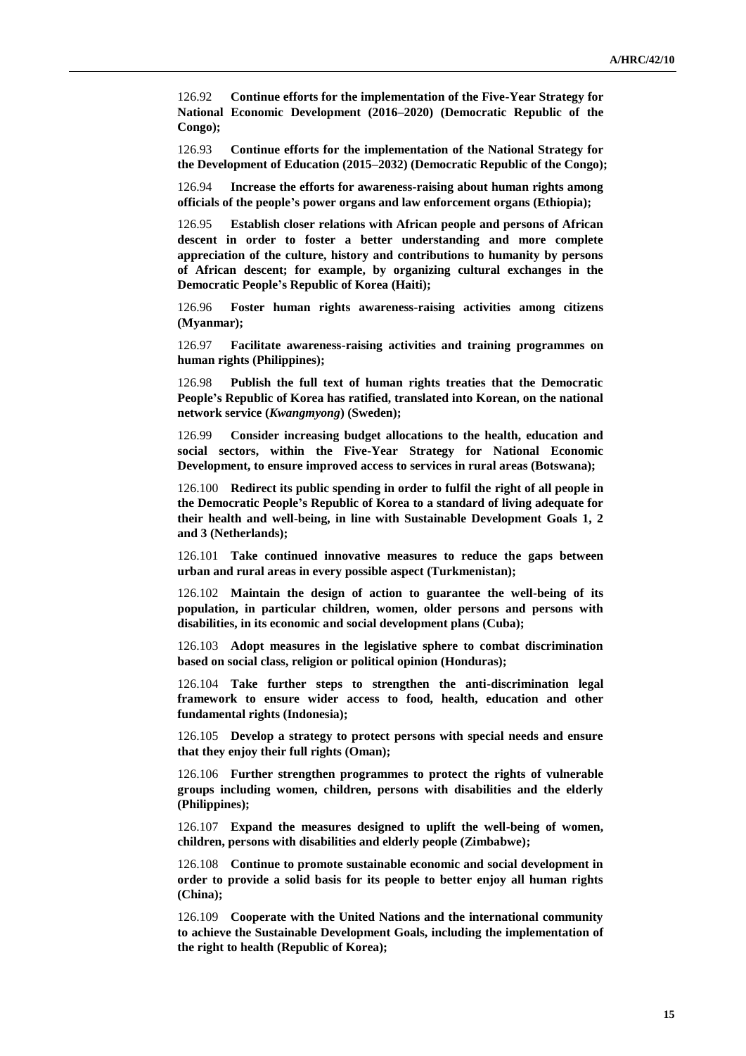126.92 **Continue efforts for the implementation of the Five-Year Strategy for National Economic Development (2016–2020) (Democratic Republic of the Congo);**

126.93 **Continue efforts for the implementation of the National Strategy for the Development of Education (2015–2032) (Democratic Republic of the Congo);**

126.94 **Increase the efforts for awareness-raising about human rights among officials of the people's power organs and law enforcement organs (Ethiopia);**

126.95 **Establish closer relations with African people and persons of African descent in order to foster a better understanding and more complete appreciation of the culture, history and contributions to humanity by persons of African descent; for example, by organizing cultural exchanges in the Democratic People's Republic of Korea (Haiti);**

126.96 **Foster human rights awareness-raising activities among citizens (Myanmar);**

126.97 **Facilitate awareness-raising activities and training programmes on human rights (Philippines);**

126.98 **Publish the full text of human rights treaties that the Democratic People's Republic of Korea has ratified, translated into Korean, on the national network service (*Kwangmyong*) (Sweden);**

126.99 **Consider increasing budget allocations to the health, education and social sectors, within the Five-Year Strategy for National Economic Development, to ensure improved access to services in rural areas (Botswana);**

126.100 **Redirect its public spending in order to fulfil the right of all people in the Democratic People's Republic of Korea to a standard of living adequate for their health and well-being, in line with Sustainable Development Goals 1, 2 and 3 (Netherlands);**

126.101 **Take continued innovative measures to reduce the gaps between urban and rural areas in every possible aspect (Turkmenistan);**

126.102 **Maintain the design of action to guarantee the well-being of its population, in particular children, women, older persons and persons with disabilities, in its economic and social development plans (Cuba);**

126.103 **Adopt measures in the legislative sphere to combat discrimination based on social class, religion or political opinion (Honduras);**

126.104 **Take further steps to strengthen the anti-discrimination legal framework to ensure wider access to food, health, education and other fundamental rights (Indonesia);**

126.105 **Develop a strategy to protect persons with special needs and ensure that they enjoy their full rights (Oman);**

126.106 **Further strengthen programmes to protect the rights of vulnerable groups including women, children, persons with disabilities and the elderly (Philippines);**

126.107 **Expand the measures designed to uplift the well-being of women, children, persons with disabilities and elderly people (Zimbabwe);**

126.108 **Continue to promote sustainable economic and social development in order to provide a solid basis for its people to better enjoy all human rights (China);**

126.109 **Cooperate with the United Nations and the international community to achieve the Sustainable Development Goals, including the implementation of the right to health (Republic of Korea);**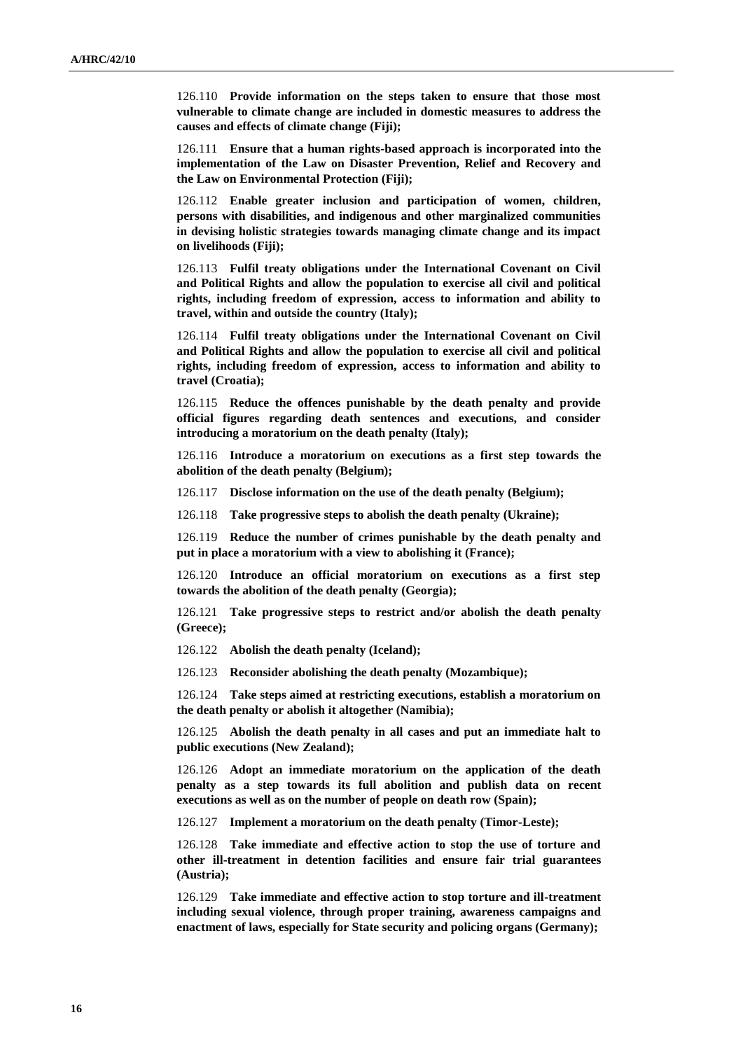126.110 **Provide information on the steps taken to ensure that those most vulnerable to climate change are included in domestic measures to address the causes and effects of climate change (Fiji);**

126.111 **Ensure that a human rights-based approach is incorporated into the implementation of the Law on Disaster Prevention, Relief and Recovery and the Law on Environmental Protection (Fiji);**

126.112 **Enable greater inclusion and participation of women, children, persons with disabilities, and indigenous and other marginalized communities in devising holistic strategies towards managing climate change and its impact on livelihoods (Fiji);**

126.113 **Fulfil treaty obligations under the International Covenant on Civil and Political Rights and allow the population to exercise all civil and political rights, including freedom of expression, access to information and ability to travel, within and outside the country (Italy);**

126.114 **Fulfil treaty obligations under the International Covenant on Civil and Political Rights and allow the population to exercise all civil and political rights, including freedom of expression, access to information and ability to travel (Croatia);**

126.115 **Reduce the offences punishable by the death penalty and provide official figures regarding death sentences and executions, and consider introducing a moratorium on the death penalty (Italy);**

126.116 **Introduce a moratorium on executions as a first step towards the abolition of the death penalty (Belgium);**

126.117 **Disclose information on the use of the death penalty (Belgium);**

126.118 **Take progressive steps to abolish the death penalty (Ukraine);**

126.119 **Reduce the number of crimes punishable by the death penalty and put in place a moratorium with a view to abolishing it (France);**

126.120 **Introduce an official moratorium on executions as a first step towards the abolition of the death penalty (Georgia);**

126.121 **Take progressive steps to restrict and/or abolish the death penalty (Greece);**

126.122 **Abolish the death penalty (Iceland);**

126.123 **Reconsider abolishing the death penalty (Mozambique);**

126.124 **Take steps aimed at restricting executions, establish a moratorium on the death penalty or abolish it altogether (Namibia);**

126.125 **Abolish the death penalty in all cases and put an immediate halt to public executions (New Zealand);**

126.126 **Adopt an immediate moratorium on the application of the death penalty as a step towards its full abolition and publish data on recent executions as well as on the number of people on death row (Spain);**

126.127 **Implement a moratorium on the death penalty (Timor-Leste);**

126.128 **Take immediate and effective action to stop the use of torture and other ill-treatment in detention facilities and ensure fair trial guarantees (Austria);**

126.129 **Take immediate and effective action to stop torture and ill-treatment including sexual violence, through proper training, awareness campaigns and enactment of laws, especially for State security and policing organs (Germany);**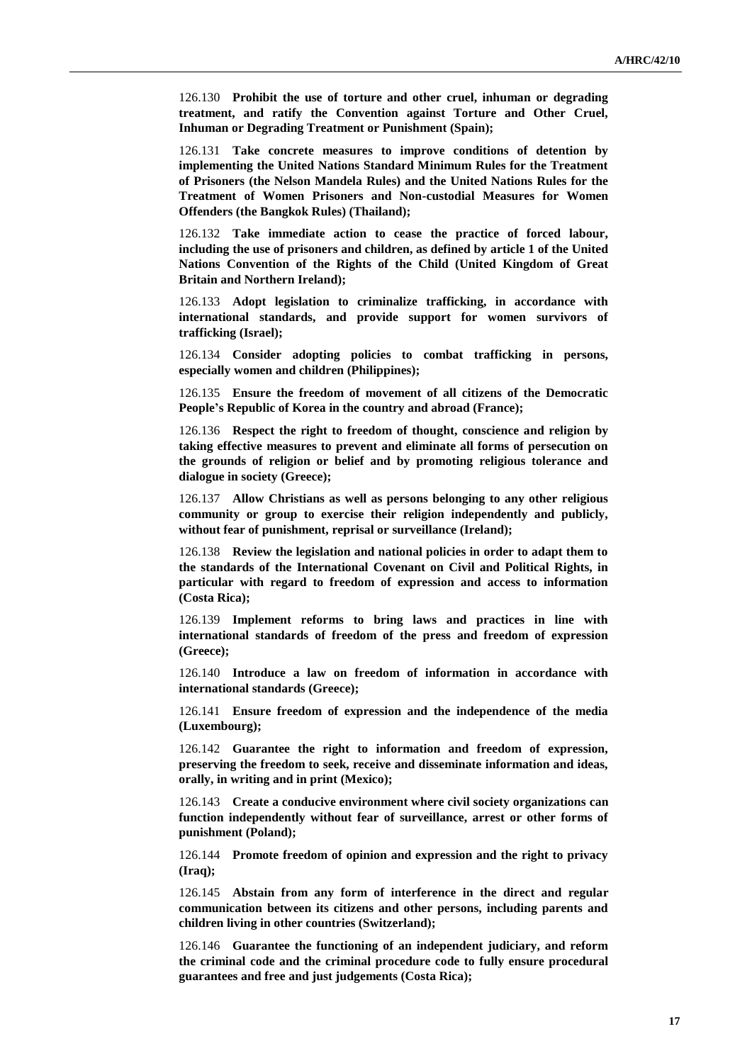126.130 **Prohibit the use of torture and other cruel, inhuman or degrading treatment, and ratify the Convention against Torture and Other Cruel, Inhuman or Degrading Treatment or Punishment (Spain);**

126.131 **Take concrete measures to improve conditions of detention by implementing the United Nations Standard Minimum Rules for the Treatment of Prisoners (the Nelson Mandela Rules) and the United Nations Rules for the Treatment of Women Prisoners and Non-custodial Measures for Women Offenders (the Bangkok Rules) (Thailand);**

126.132 **Take immediate action to cease the practice of forced labour, including the use of prisoners and children, as defined by article 1 of the United Nations Convention of the Rights of the Child (United Kingdom of Great Britain and Northern Ireland);**

126.133 **Adopt legislation to criminalize trafficking, in accordance with international standards, and provide support for women survivors of trafficking (Israel);**

126.134 **Consider adopting policies to combat trafficking in persons, especially women and children (Philippines);**

126.135 **Ensure the freedom of movement of all citizens of the Democratic People's Republic of Korea in the country and abroad (France);**

126.136 **Respect the right to freedom of thought, conscience and religion by taking effective measures to prevent and eliminate all forms of persecution on the grounds of religion or belief and by promoting religious tolerance and dialogue in society (Greece);**

126.137 **Allow Christians as well as persons belonging to any other religious community or group to exercise their religion independently and publicly, without fear of punishment, reprisal or surveillance (Ireland);**

126.138 **Review the legislation and national policies in order to adapt them to the standards of the International Covenant on Civil and Political Rights, in particular with regard to freedom of expression and access to information (Costa Rica);**

126.139 **Implement reforms to bring laws and practices in line with international standards of freedom of the press and freedom of expression (Greece);**

126.140 **Introduce a law on freedom of information in accordance with international standards (Greece);**

126.141 **Ensure freedom of expression and the independence of the media (Luxembourg);**

126.142 **Guarantee the right to information and freedom of expression, preserving the freedom to seek, receive and disseminate information and ideas, orally, in writing and in print (Mexico);**

126.143 **Create a conducive environment where civil society organizations can function independently without fear of surveillance, arrest or other forms of punishment (Poland);**

126.144 **Promote freedom of opinion and expression and the right to privacy (Iraq);**

126.145 **Abstain from any form of interference in the direct and regular communication between its citizens and other persons, including parents and children living in other countries (Switzerland);**

126.146 **Guarantee the functioning of an independent judiciary, and reform the criminal code and the criminal procedure code to fully ensure procedural guarantees and free and just judgements (Costa Rica);**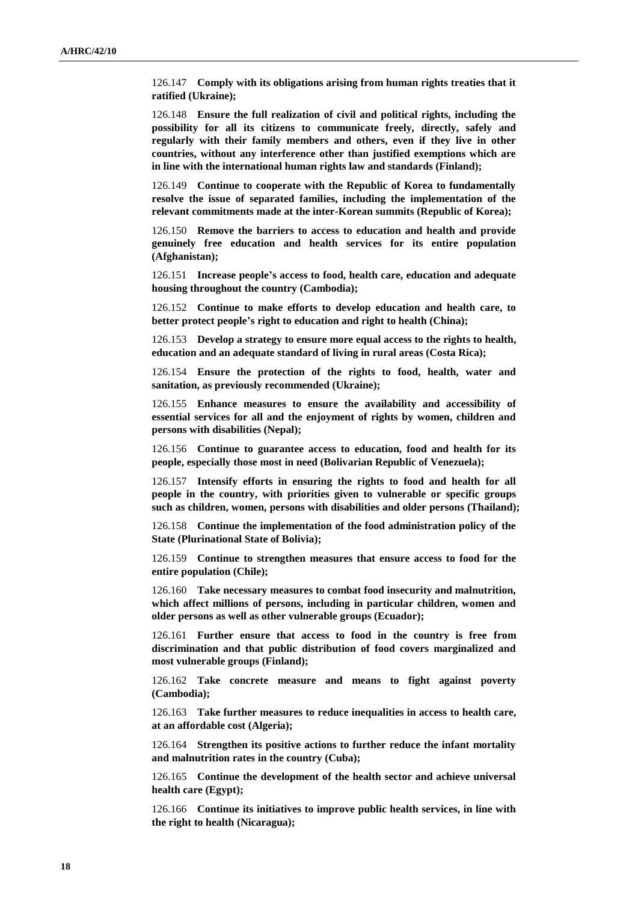126.147 **Comply with its obligations arising from human rights treaties that it ratified (Ukraine);**

126.148 **Ensure the full realization of civil and political rights, including the possibility for all its citizens to communicate freely, directly, safely and regularly with their family members and others, even if they live in other countries, without any interference other than justified exemptions which are in line with the international human rights law and standards (Finland);**

126.149 **Continue to cooperate with the Republic of Korea to fundamentally resolve the issue of separated families, including the implementation of the relevant commitments made at the inter-Korean summits (Republic of Korea);**

126.150 **Remove the barriers to access to education and health and provide genuinely free education and health services for its entire population (Afghanistan);**

126.151 **Increase people's access to food, health care, education and adequate housing throughout the country (Cambodia);**

126.152 **Continue to make efforts to develop education and health care, to better protect people's right to education and right to health (China);**

126.153 **Develop a strategy to ensure more equal access to the rights to health, education and an adequate standard of living in rural areas (Costa Rica);**

126.154 **Ensure the protection of the rights to food, health, water and sanitation, as previously recommended (Ukraine);**

126.155 **Enhance measures to ensure the availability and accessibility of essential services for all and the enjoyment of rights by women, children and persons with disabilities (Nepal);**

126.156 **Continue to guarantee access to education, food and health for its people, especially those most in need (Bolivarian Republic of Venezuela);**

126.157 **Intensify efforts in ensuring the rights to food and health for all people in the country, with priorities given to vulnerable or specific groups such as children, women, persons with disabilities and older persons (Thailand);**

126.158 **Continue the implementation of the food administration policy of the State (Plurinational State of Bolivia);**

126.159 **Continue to strengthen measures that ensure access to food for the entire population (Chile);**

126.160 **Take necessary measures to combat food insecurity and malnutrition, which affect millions of persons, including in particular children, women and older persons as well as other vulnerable groups (Ecuador);**

126.161 **Further ensure that access to food in the country is free from discrimination and that public distribution of food covers marginalized and most vulnerable groups (Finland);**

126.162 **Take concrete measure and means to fight against poverty (Cambodia);**

126.163 **Take further measures to reduce inequalities in access to health care, at an affordable cost (Algeria);**

126.164 **Strengthen its positive actions to further reduce the infant mortality and malnutrition rates in the country (Cuba);**

126.165 **Continue the development of the health sector and achieve universal health care (Egypt);**

126.166 **Continue its initiatives to improve public health services, in line with the right to health (Nicaragua);**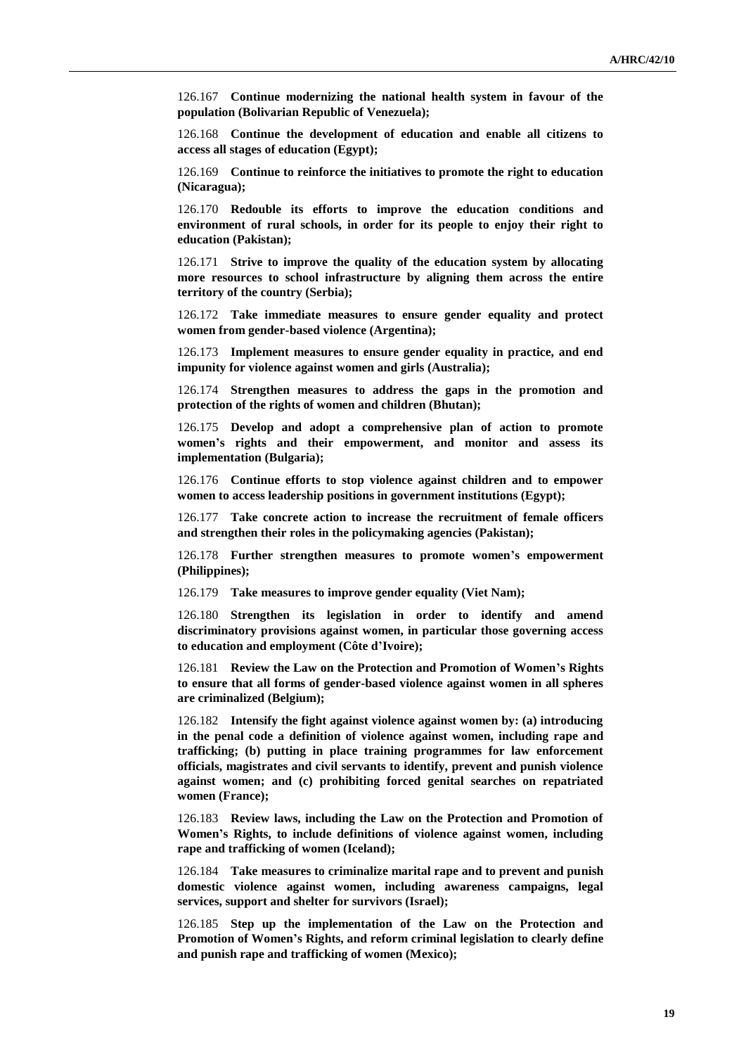126.167 **Continue modernizing the national health system in favour of the population (Bolivarian Republic of Venezuela);**

126.168 **Continue the development of education and enable all citizens to access all stages of education (Egypt);**

126.169 **Continue to reinforce the initiatives to promote the right to education (Nicaragua);**

126.170 **Redouble its efforts to improve the education conditions and environment of rural schools, in order for its people to enjoy their right to education (Pakistan);**

126.171 **Strive to improve the quality of the education system by allocating more resources to school infrastructure by aligning them across the entire territory of the country (Serbia);**

126.172 **Take immediate measures to ensure gender equality and protect women from gender-based violence (Argentina);**

126.173 **Implement measures to ensure gender equality in practice, and end impunity for violence against women and girls (Australia);**

126.174 **Strengthen measures to address the gaps in the promotion and protection of the rights of women and children (Bhutan);**

126.175 **Develop and adopt a comprehensive plan of action to promote women's rights and their empowerment, and monitor and assess its implementation (Bulgaria);**

126.176 **Continue efforts to stop violence against children and to empower women to access leadership positions in government institutions (Egypt);**

126.177 **Take concrete action to increase the recruitment of female officers and strengthen their roles in the policymaking agencies (Pakistan);**

126.178 **Further strengthen measures to promote women's empowerment (Philippines);**

126.179 **Take measures to improve gender equality (Viet Nam);**

126.180 **Strengthen its legislation in order to identify and amend discriminatory provisions against women, in particular those governing access to education and employment (Côte d'Ivoire);**

126.181 **Review the Law on the Protection and Promotion of Women's Rights to ensure that all forms of gender-based violence against women in all spheres are criminalized (Belgium);**

126.182 **Intensify the fight against violence against women by: (a) introducing in the penal code a definition of violence against women, including rape and trafficking; (b) putting in place training programmes for law enforcement officials, magistrates and civil servants to identify, prevent and punish violence against women; and (c) prohibiting forced genital searches on repatriated women (France);**

126.183 **Review laws, including the Law on the Protection and Promotion of Women's Rights, to include definitions of violence against women, including rape and trafficking of women (Iceland);**

126.184 **Take measures to criminalize marital rape and to prevent and punish domestic violence against women, including awareness campaigns, legal services, support and shelter for survivors (Israel);**

126.185 **Step up the implementation of the Law on the Protection and Promotion of Women's Rights, and reform criminal legislation to clearly define and punish rape and trafficking of women (Mexico);**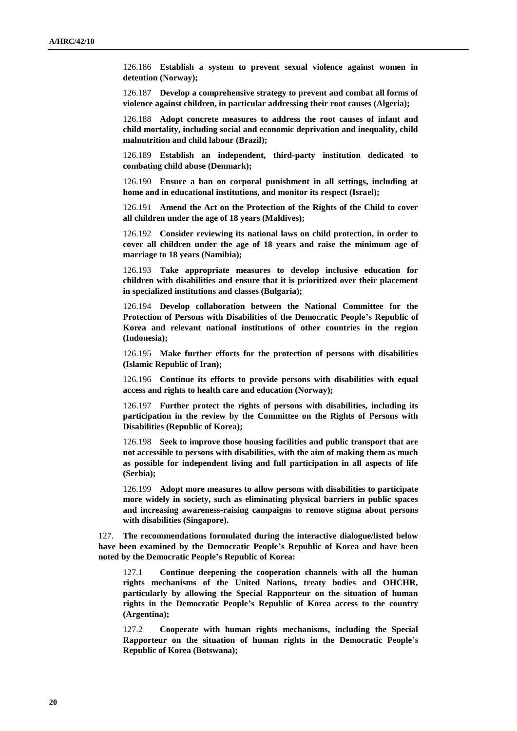126.186 **Establish a system to prevent sexual violence against women in detention (Norway);**

126.187 **Develop a comprehensive strategy to prevent and combat all forms of violence against children, in particular addressing their root causes (Algeria);**

126.188 **Adopt concrete measures to address the root causes of infant and child mortality, including social and economic deprivation and inequality, child malnutrition and child labour (Brazil);**

126.189 **Establish an independent, third-party institution dedicated to combating child abuse (Denmark);**

126.190 **Ensure a ban on corporal punishment in all settings, including at home and in educational institutions, and monitor its respect (Israel);**

126.191 **Amend the Act on the Protection of the Rights of the Child to cover all children under the age of 18 years (Maldives);**

126.192 **Consider reviewing its national laws on child protection, in order to cover all children under the age of 18 years and raise the minimum age of marriage to 18 years (Namibia);**

126.193 **Take appropriate measures to develop inclusive education for children with disabilities and ensure that it is prioritized over their placement in specialized institutions and classes (Bulgaria);**

126.194 **Develop collaboration between the National Committee for the Protection of Persons with Disabilities of the Democratic People's Republic of Korea and relevant national institutions of other countries in the region (Indonesia);**

126.195 **Make further efforts for the protection of persons with disabilities (Islamic Republic of Iran);**

126.196 **Continue its efforts to provide persons with disabilities with equal access and rights to health care and education (Norway);**

126.197 **Further protect the rights of persons with disabilities, including its participation in the review by the Committee on the Rights of Persons with Disabilities (Republic of Korea);**

126.198 **Seek to improve those housing facilities and public transport that are not accessible to persons with disabilities, with the aim of making them as much as possible for independent living and full participation in all aspects of life (Serbia);**

126.199 **Adopt more measures to allow persons with disabilities to participate more widely in society, such as eliminating physical barriers in public spaces and increasing awareness-raising campaigns to remove stigma about persons with disabilities (Singapore).**

127. **The recommendations formulated during the interactive dialogue/listed below have been examined by the Democratic People's Republic of Korea and have been noted by the Democratic People's Republic of Korea:**

127.1 **Continue deepening the cooperation channels with all the human rights mechanisms of the United Nations, treaty bodies and OHCHR, particularly by allowing the Special Rapporteur on the situation of human rights in the Democratic People's Republic of Korea access to the country (Argentina);**

127.2 **Cooperate with human rights mechanisms, including the Special Rapporteur on the situation of human rights in the Democratic People's Republic of Korea (Botswana);**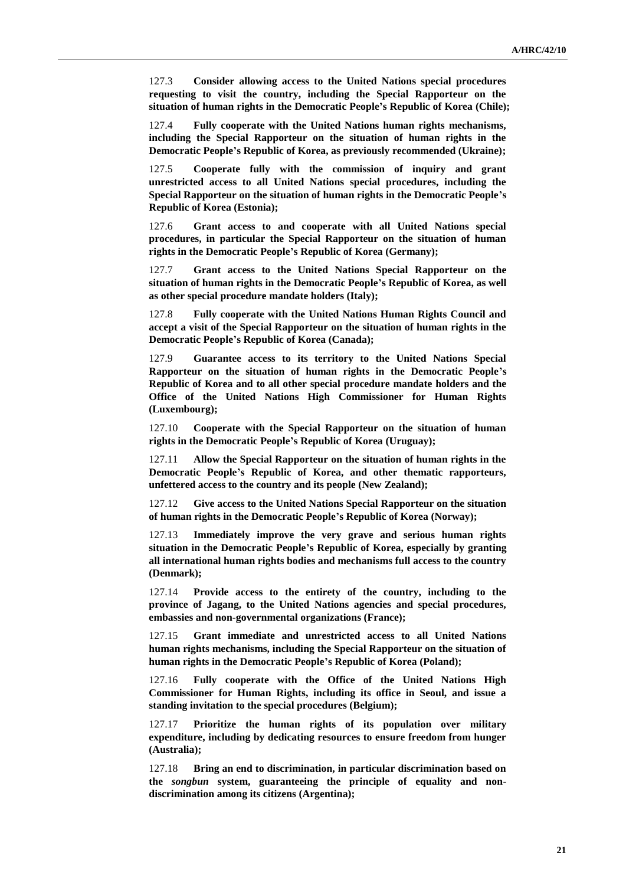127.3 **Consider allowing access to the United Nations special procedures requesting to visit the country, including the Special Rapporteur on the situation of human rights in the Democratic People's Republic of Korea (Chile);**

127.4 **Fully cooperate with the United Nations human rights mechanisms, including the Special Rapporteur on the situation of human rights in the Democratic People's Republic of Korea, as previously recommended (Ukraine);**

127.5 **Cooperate fully with the commission of inquiry and grant unrestricted access to all United Nations special procedures, including the Special Rapporteur on the situation of human rights in the Democratic People's Republic of Korea (Estonia);**

127.6 **Grant access to and cooperate with all United Nations special procedures, in particular the Special Rapporteur on the situation of human rights in the Democratic People's Republic of Korea (Germany);**

127.7 **Grant access to the United Nations Special Rapporteur on the situation of human rights in the Democratic People's Republic of Korea, as well as other special procedure mandate holders (Italy);**

127.8 **Fully cooperate with the United Nations Human Rights Council and accept a visit of the Special Rapporteur on the situation of human rights in the Democratic People's Republic of Korea (Canada);**

127.9 **Guarantee access to its territory to the United Nations Special Rapporteur on the situation of human rights in the Democratic People's Republic of Korea and to all other special procedure mandate holders and the Office of the United Nations High Commissioner for Human Rights (Luxembourg);**

127.10 **Cooperate with the Special Rapporteur on the situation of human rights in the Democratic People's Republic of Korea (Uruguay);**

127.11 **Allow the Special Rapporteur on the situation of human rights in the Democratic People's Republic of Korea, and other thematic rapporteurs, unfettered access to the country and its people (New Zealand);**

127.12 **Give access to the United Nations Special Rapporteur on the situation of human rights in the Democratic People's Republic of Korea (Norway);**

127.13 **Immediately improve the very grave and serious human rights situation in the Democratic People's Republic of Korea, especially by granting all international human rights bodies and mechanisms full access to the country (Denmark);**

127.14 **Provide access to the entirety of the country, including to the province of Jagang, to the United Nations agencies and special procedures, embassies and non-governmental organizations (France);**

127.15 **Grant immediate and unrestricted access to all United Nations human rights mechanisms, including the Special Rapporteur on the situation of human rights in the Democratic People's Republic of Korea (Poland);**

127.16 **Fully cooperate with the Office of the United Nations High Commissioner for Human Rights, including its office in Seoul, and issue a standing invitation to the special procedures (Belgium);**

127.17 **Prioritize the human rights of its population over military expenditure, including by dedicating resources to ensure freedom from hunger (Australia);**

127.18 **Bring an end to discrimination, in particular discrimination based on the *songbun* system, guaranteeing the principle of equality and non-discrimination among its citizens (Argentina);**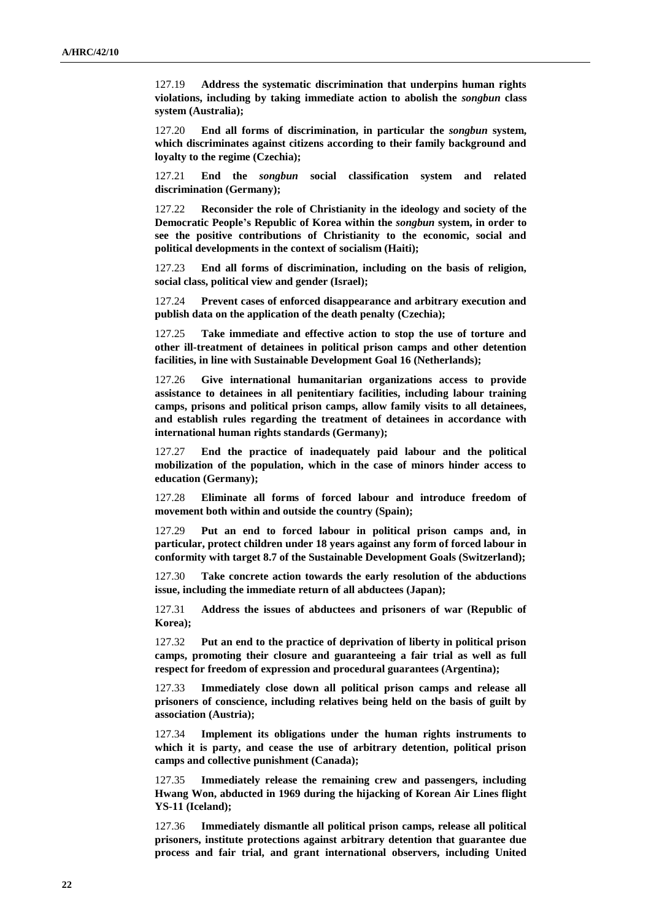127.19 **Address the systematic discrimination that underpins human rights violations, including by taking immediate action to abolish the *songbun* class system (Australia);**

127.20 **End all forms of discrimination, in particular the *songbun* system, which discriminates against citizens according to their family background and loyalty to the regime (Czechia);**

127.21 **End the *songbun* social classification system and related discrimination (Germany);**

127.22 **Reconsider the role of Christianity in the ideology and society of the Democratic People's Republic of Korea within the *songbun* system, in order to see the positive contributions of Christianity to the economic, social and political developments in the context of socialism (Haiti);**

127.23 **End all forms of discrimination, including on the basis of religion, social class, political view and gender (Israel);**

127.24 **Prevent cases of enforced disappearance and arbitrary execution and publish data on the application of the death penalty (Czechia);**

127.25 **Take immediate and effective action to stop the use of torture and other ill-treatment of detainees in political prison camps and other detention facilities, in line with Sustainable Development Goal 16 (Netherlands);**

127.26 **Give international humanitarian organizations access to provide assistance to detainees in all penitentiary facilities, including labour training camps, prisons and political prison camps, allow family visits to all detainees, and establish rules regarding the treatment of detainees in accordance with international human rights standards (Germany);**

127.27 **End the practice of inadequately paid labour and the political mobilization of the population, which in the case of minors hinder access to education (Germany);**

127.28 **Eliminate all forms of forced labour and introduce freedom of movement both within and outside the country (Spain);**

127.29 **Put an end to forced labour in political prison camps and, in particular, protect children under 18 years against any form of forced labour in conformity with target 8.7 of the Sustainable Development Goals (Switzerland);**

127.30 **Take concrete action towards the early resolution of the abductions issue, including the immediate return of all abductees (Japan);**

127.31 **Address the issues of abductees and prisoners of war (Republic of Korea);**

127.32 **Put an end to the practice of deprivation of liberty in political prison camps, promoting their closure and guaranteeing a fair trial as well as full respect for freedom of expression and procedural guarantees (Argentina);**

127.33 **Immediately close down all political prison camps and release all prisoners of conscience, including relatives being held on the basis of guilt by association (Austria);**

127.34 **Implement its obligations under the human rights instruments to which it is party, and cease the use of arbitrary detention, political prison camps and collective punishment (Canada);**

127.35 **Immediately release the remaining crew and passengers, including Hwang Won, abducted in 1969 during the hijacking of Korean Air Lines flight YS-11 (Iceland);**

127.36 **Immediately dismantle all political prison camps, release all political prisoners, institute protections against arbitrary detention that guarantee due process and fair trial, and grant international observers, including United**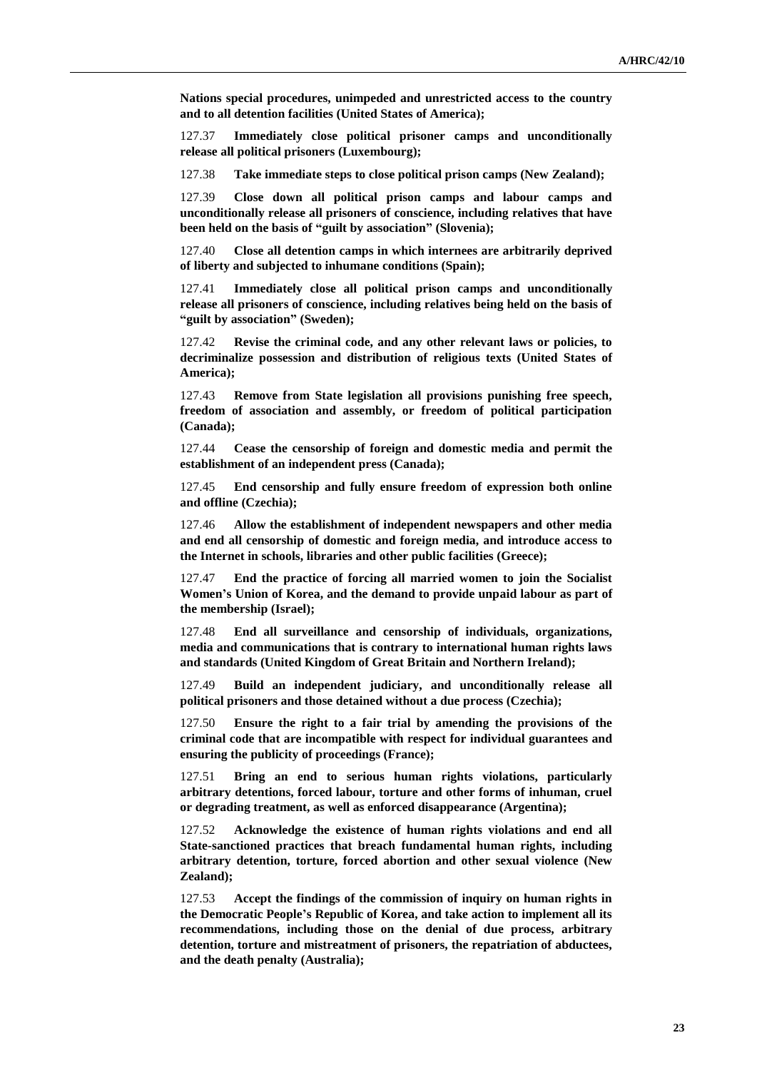**Nations special procedures, unimpeded and unrestricted access to the country and to all detention facilities (United States of America);**

127.37 **Immediately close political prisoner camps and unconditionally release all political prisoners (Luxembourg);**

127.38 **Take immediate steps to close political prison camps (New Zealand);**

127.39 **Close down all political prison camps and labour camps and unconditionally release all prisoners of conscience, including relatives that have been held on the basis of "guilt by association" (Slovenia);**

127.40 **Close all detention camps in which internees are arbitrarily deprived of liberty and subjected to inhumane conditions (Spain);**

127.41 **Immediately close all political prison camps and unconditionally release all prisoners of conscience, including relatives being held on the basis of "guilt by association" (Sweden);**

127.42 **Revise the criminal code, and any other relevant laws or policies, to decriminalize possession and distribution of religious texts (United States of America);**

127.43 **Remove from State legislation all provisions punishing free speech, freedom of association and assembly, or freedom of political participation (Canada);**

127.44 **Cease the censorship of foreign and domestic media and permit the establishment of an independent press (Canada);**

127.45 **End censorship and fully ensure freedom of expression both online and offline (Czechia);**

127.46 **Allow the establishment of independent newspapers and other media and end all censorship of domestic and foreign media, and introduce access to the Internet in schools, libraries and other public facilities (Greece);**

127.47 **End the practice of forcing all married women to join the Socialist Women's Union of Korea, and the demand to provide unpaid labour as part of the membership (Israel);**

127.48 **End all surveillance and censorship of individuals, organizations, media and communications that is contrary to international human rights laws and standards (United Kingdom of Great Britain and Northern Ireland);**

127.49 **Build an independent judiciary, and unconditionally release all political prisoners and those detained without a due process (Czechia);**

127.50 **Ensure the right to a fair trial by amending the provisions of the criminal code that are incompatible with respect for individual guarantees and ensuring the publicity of proceedings (France);**

127.51 **Bring an end to serious human rights violations, particularly arbitrary detentions, forced labour, torture and other forms of inhuman, cruel or degrading treatment, as well as enforced disappearance (Argentina);**

127.52 **Acknowledge the existence of human rights violations and end all State-sanctioned practices that breach fundamental human rights, including arbitrary detention, torture, forced abortion and other sexual violence (New Zealand);**

127.53 **Accept the findings of the commission of inquiry on human rights in the Democratic People's Republic of Korea, and take action to implement all its recommendations, including those on the denial of due process, arbitrary detention, torture and mistreatment of prisoners, the repatriation of abductees, and the death penalty (Australia);**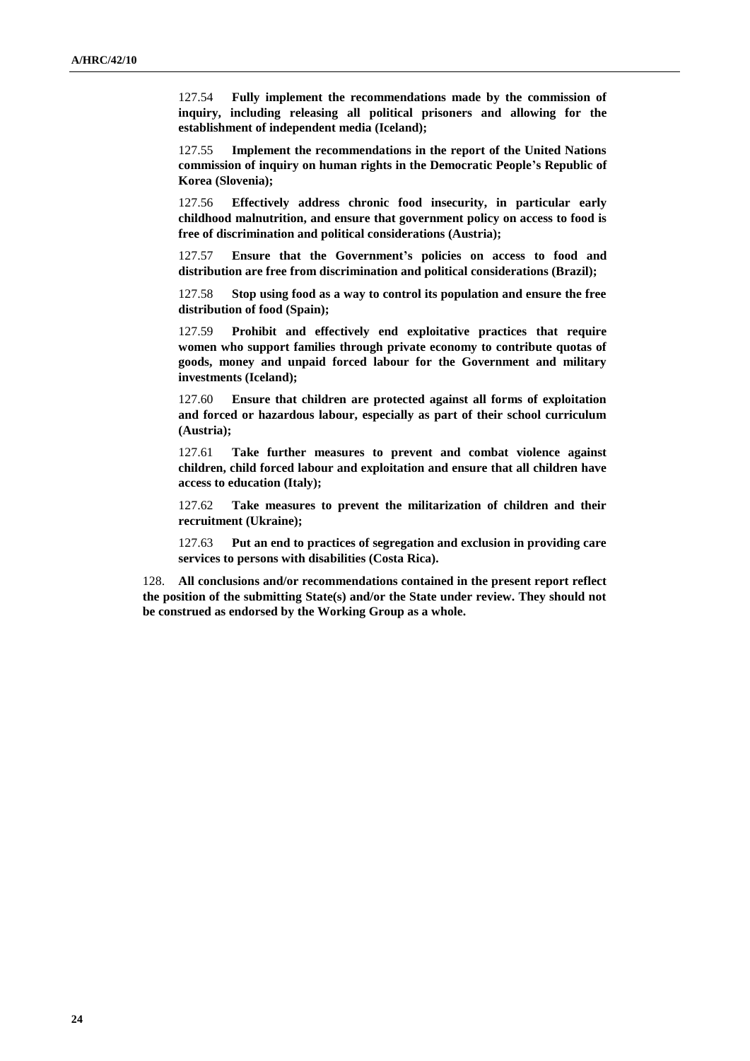127.54 **Fully implement the recommendations made by the commission of inquiry, including releasing all political prisoners and allowing for the establishment of independent media (Iceland);**

127.55 **Implement the recommendations in the report of the United Nations commission of inquiry on human rights in the Democratic People's Republic of Korea (Slovenia);**

127.56 **Effectively address chronic food insecurity, in particular early childhood malnutrition, and ensure that government policy on access to food is free of discrimination and political considerations (Austria);**

127.57 **Ensure that the Government's policies on access to food and distribution are free from discrimination and political considerations (Brazil);**

127.58 **Stop using food as a way to control its population and ensure the free distribution of food (Spain);**

127.59 **Prohibit and effectively end exploitative practices that require women who support families through private economy to contribute quotas of goods, money and unpaid forced labour for the Government and military investments (Iceland);**

127.60 **Ensure that children are protected against all forms of exploitation and forced or hazardous labour, especially as part of their school curriculum (Austria);**

127.61 **Take further measures to prevent and combat violence against children, child forced labour and exploitation and ensure that all children have access to education (Italy);**

127.62 **Take measures to prevent the militarization of children and their recruitment (Ukraine);**

127.63 **Put an end to practices of segregation and exclusion in providing care services to persons with disabilities (Costa Rica).**

128. **All conclusions and/or recommendations contained in the present report reflect the position of the submitting State(s) and/or the State under review. They should not be construed as endorsed by the Working Group as a whole.**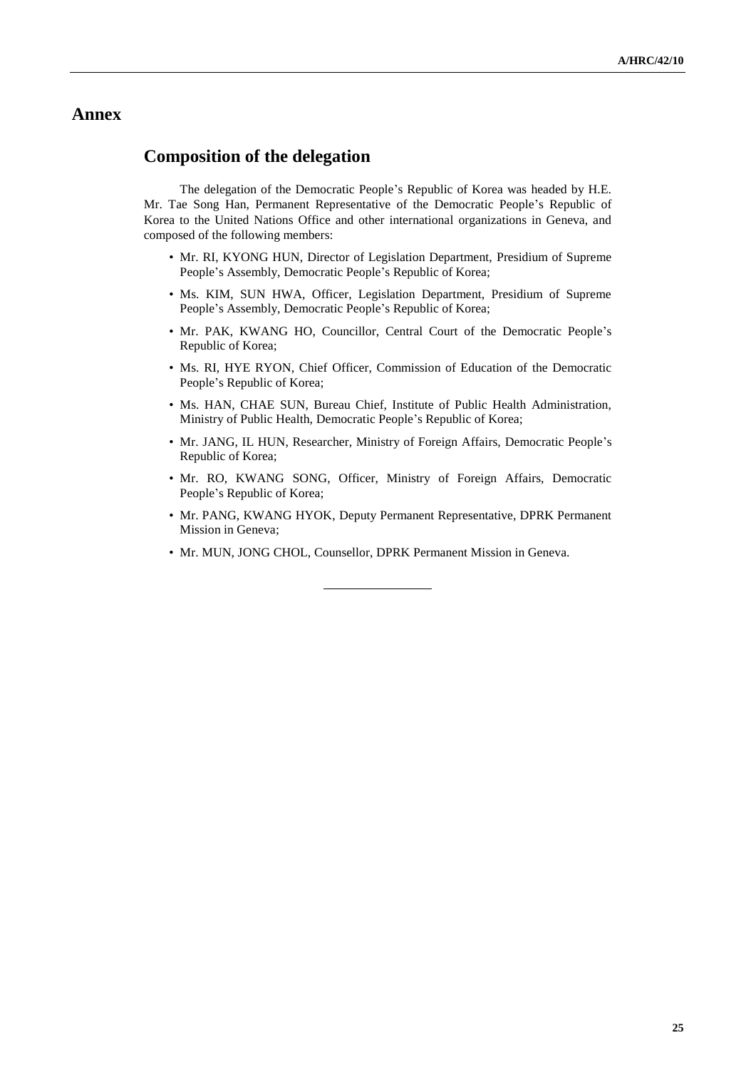# Annex

## Composition of the delegation

The delegation of the Democratic People's Republic of Korea was headed by H.E. Mr. Tae Song Han, Permanent Representative of the Democratic People's Republic of Korea to the United Nations Office and other international organizations in Geneva, and composed of the following members:

- Mr. RI, KYONG HUN, Director of Legislation Department, Presidium of Supreme People's Assembly, Democratic People's Republic of Korea;
- Ms. KIM, SUN HWA, Officer, Legislation Department, Presidium of Supreme People's Assembly, Democratic People's Republic of Korea;
- Mr. PAK, KWANG HO, Councillor, Central Court of the Democratic People's Republic of Korea;
- Ms. RI, HYE RYON, Chief Officer, Commission of Education of the Democratic People's Republic of Korea;
- Ms. HAN, CHAE SUN, Bureau Chief, Institute of Public Health Administration, Ministry of Public Health, Democratic People's Republic of Korea;
- Mr. JANG, IL HUN, Researcher, Ministry of Foreign Affairs, Democratic People's Republic of Korea;
- Mr. RO, KWANG SONG, Officer, Ministry of Foreign Affairs, Democratic People's Republic of Korea;
- Mr. PANG, KWANG HYOK, Deputy Permanent Representative, DPRK Permanent Mission in Geneva;
- Mr. MUN, JONG CHOL, Counsellor, DPRK Permanent Mission in Geneva.